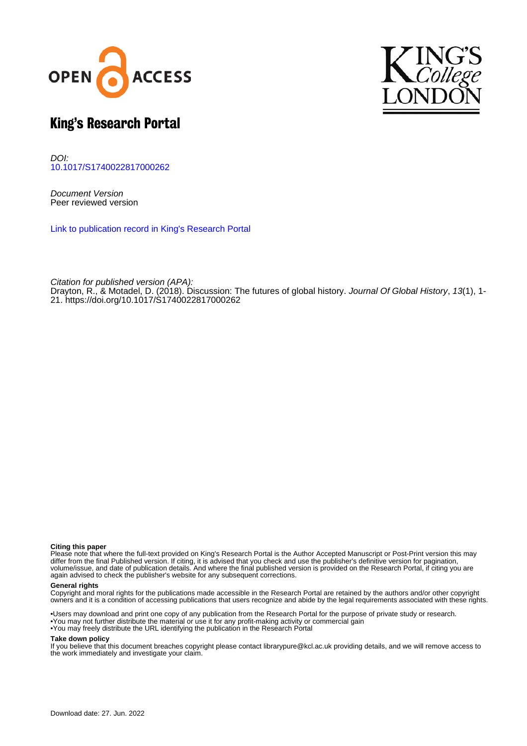# King's Research Portal

*DOI:*
10.1017/S1740022817000262

*Document Version*
Peer reviewed version

Link to publication record in King's Research Portal

*Citation for published version (APA):*
Drayton, R., & Motadel, D. (2018). Discussion: The futures of global history. *Journal Of Global History*, *13*(1), 1-21. https://doi.org/10.1017/S1740022817000262

**Citing this paper**
Please note that where the full-text provided on King's Research Portal is the Author Accepted Manuscript or Post-Print version this may differ from the final Published version. If citing, it is advised that you check and use the publisher's definitive version for pagination, volume/issue, and date of publication details. And where the final published version is provided on the Research Portal, if citing you are again advised to check the publisher's website for any subsequent corrections.

**General rights**
Copyright and moral rights for the publications made accessible in the Research Portal are retained by the authors and/or other copyright owners and it is a condition of accessing publications that users recognize and abide by the legal requirements associated with these rights.

- Users may download and print one copy of any publication from the Research Portal for the purpose of private study or research.
- You may not further distribute the material or use it for any profit-making activity or commercial gain
- You may freely distribute the URL identifying the publication in the Research Portal

**Take down policy**
If you believe that this document breaches copyright please contact librarypure@kcl.ac.uk providing details, and we will remove access to the work immediately and investigate your claim.

Download date: 27. Jun. 2022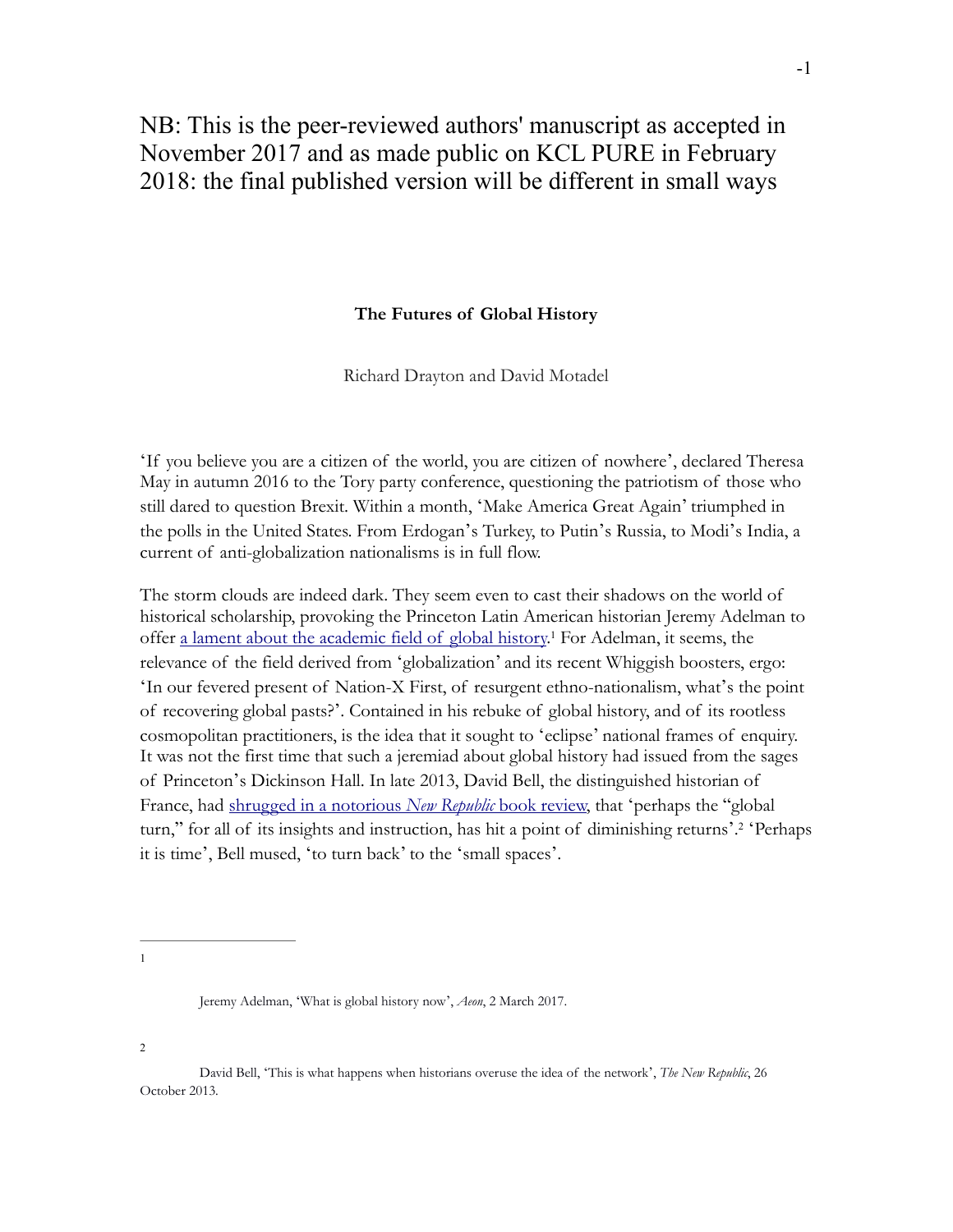NB: This is the peer-reviewed authors' manuscript as accepted in November 2017 and as made public on KCL PURE in February 2018: the final published version will be different in small ways

# The Futures of Global History

Richard Drayton and David Motadel

'If you believe you are a citizen of the world, you are citizen of nowhere', declared Theresa May in autumn 2016 to the Tory party conference, questioning the patriotism of those who still dared to question Brexit. Within a month, 'Make America Great Again' triumphed in the polls in the United States. From Erdogan's Turkey, to Putin's Russia, to Modi's India, a current of anti-globalization nationalisms is in full flow.

The storm clouds are indeed dark. They seem even to cast their shadows on the world of historical scholarship, provoking the Princeton Latin American historian Jeremy Adelman to offer a lament about the academic field of global history.[1] For Adelman, it seems, the relevance of the field derived from 'globalization' and its recent Whiggish boosters, ergo: 'In our fevered present of Nation-X First, of resurgent ethno-nationalism, what's the point of recovering global pasts?'. Contained in his rebuke of global history, and of its rootless cosmopolitan practitioners, is the idea that it sought to 'eclipse' national frames of enquiry. It was not the first time that such a jeremiad about global history had issued from the sages of Princeton's Dickinson Hall. In late 2013, David Bell, the distinguished historian of France, had shrugged in a notorious *New Republic* book review, that 'perhaps the "global turn," for all of its insights and instruction, has hit a point of diminishing returns'.[2] 'Perhaps it is time', Bell mused, 'to turn back' to the 'small spaces'.

---

[1] Jeremy Adelman, 'What is global history now', *Aeon*, 2 March 2017.

[2] David Bell, 'This is what happens when historians overuse the idea of the network', *The New Republic*, 26 October 2013.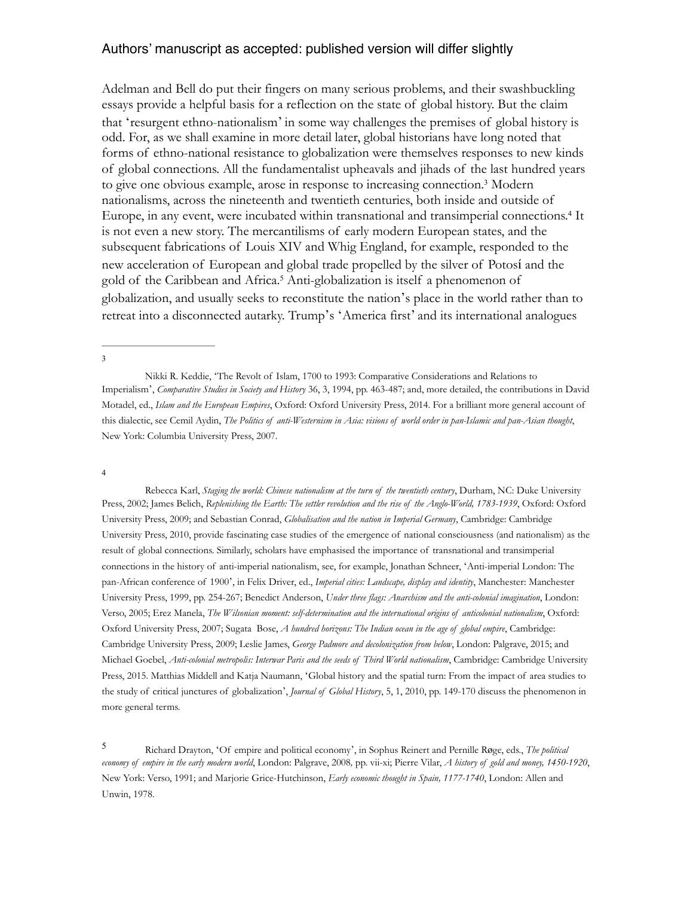Adelman and Bell do put their fingers on many serious problems, and their swashbuckling essays provide a helpful basis for a reflection on the state of global history. But the claim that 'resurgent ethno-nationalism' in some way challenges the premises of global history is odd. For, as we shall examine in more detail later, global historians have long noted that forms of ethno-national resistance to globalization were themselves responses to new kinds of global connections. All the fundamentalist upheavals and jihads of the last hundred years to give one obvious example, arose in response to increasing connection.[3] Modern nationalisms, across the nineteenth and twentieth centuries, both inside and outside of Europe, in any event, were incubated within transnational and transimperial connections.[4] It is not even a new story. The mercantilisms of early modern European states, and the subsequent fabrications of Louis XIV and Whig England, for example, responded to the new acceleration of European and global trade propelled by the silver of Potosí and the gold of the Caribbean and Africa.[5] Anti-globalization is itself a phenomenon of globalization, and usually seeks to reconstitute the nation's place in the world rather than to retreat into a disconnected autarky. Trump's 'America first' and its international analogues

---

[3] Nikki R. Keddie, 'The Revolt of Islam, 1700 to 1993: Comparative Considerations and Relations to Imperialism', *Comparative Studies in Society and History* 36, 3, 1994, pp. 463-487; and, more detailed, the contributions in David Motadel, ed., *Islam and the European Empires*, Oxford: Oxford University Press, 2014. For a brilliant more general account of this dialectic, see Cemil Aydin, *The Politics of anti-Westernism in Asia: visions of world order in pan-Islamic and pan-Asian thought*, New York: Columbia University Press, 2007.

[4] Rebecca Karl, *Staging the world: Chinese nationalism at the turn of the twentieth century*, Durham, NC: Duke University Press, 2002; James Belich, *Replenishing the Earth: The settler revolution and the rise of the Anglo-World, 1783-1939*, Oxford: Oxford University Press, 2009; and Sebastian Conrad, *Globalisation and the nation in Imperial Germany*, Cambridge: Cambridge University Press, 2010, provide fascinating case studies of the emergence of national consciousness (and nationalism) as the result of global connections. Similarly, scholars have emphasised the importance of transnational and transimperial connections in the history of anti-imperial nationalism, see, for example, Jonathan Schneer, 'Anti-imperial London: The pan-African conference of 1900', in Felix Driver, ed., *Imperial cities: Landscape, display and identity*, Manchester: Manchester University Press, 1999, pp. 254-267; Benedict Anderson, *Under three flags: Anarchism and the anti-colonial imagination*, London: Verso, 2005; Erez Manela, *The Wilsonian moment: self-determination and the international origins of anticolonial nationalism*, Oxford: Oxford University Press, 2007; Sugata Bose, *A hundred horizons: The Indian ocean in the age of global empire*, Cambridge: Cambridge University Press, 2009; Leslie James, *George Padmore and decolonization from below*, London: Palgrave, 2015; and Michael Goebel, *Anti-colonial metropolis: Interwar Paris and the seeds of Third World nationalism*, Cambridge: Cambridge University Press, 2015. Matthias Middell and Katja Naumann, 'Global history and the spatial turn: From the impact of area studies to the study of critical junctures of globalization', *Journal of Global History*, 5, 1, 2010, pp. 149-170 discuss the phenomenon in more general terms.

[5] Richard Drayton, 'Of empire and political economy', in Sophus Reinert and Pernille Røge, eds., *The political economy of empire in the early modern world*, London: Palgrave, 2008, pp. vii-xi; Pierre Vilar, *A history of gold and money, 1450-1920*, New York: Verso, 1991; and Marjorie Grice-Hutchinson, *Early economic thought in Spain, 1177-1740*, London: Allen and Unwin, 1978.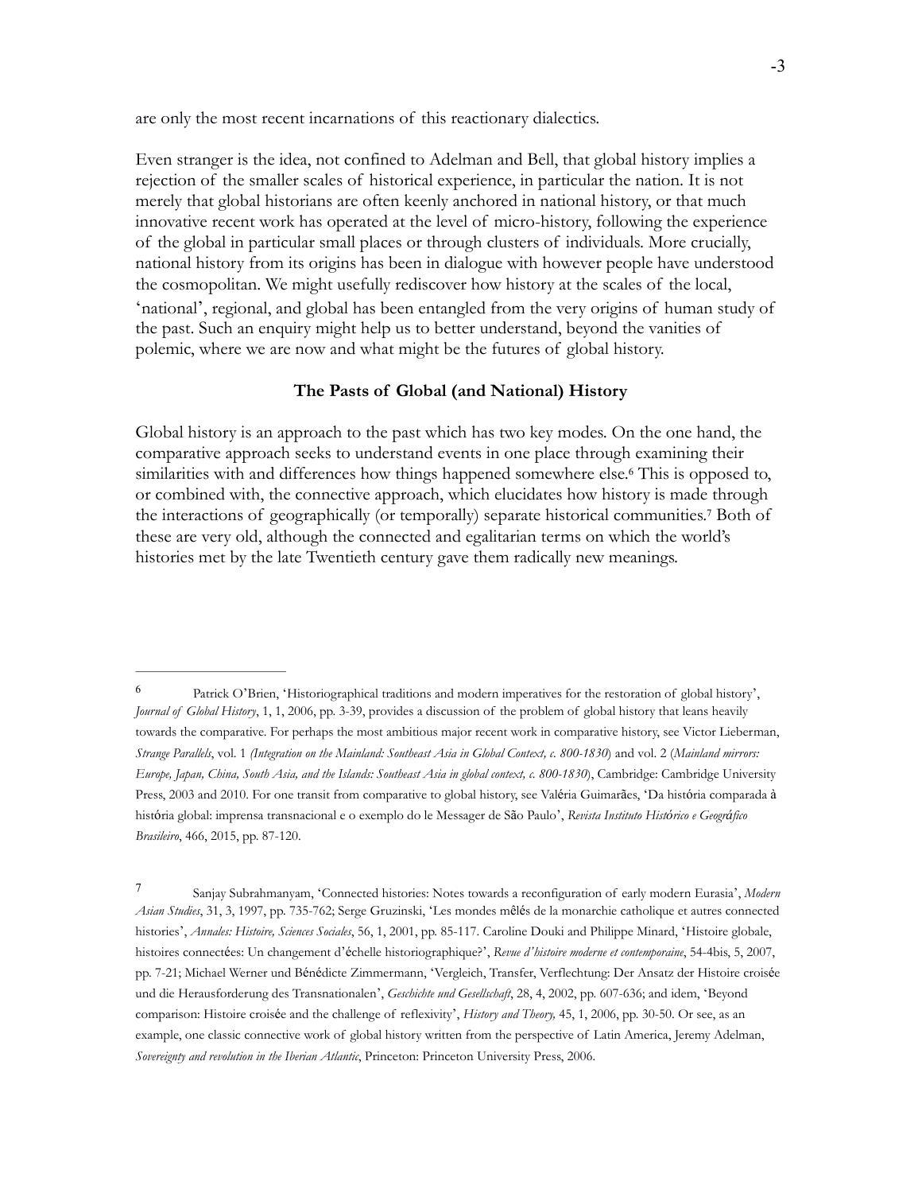are only the most recent incarnations of this reactionary dialectics.

Even stranger is the idea, not confined to Adelman and Bell, that global history implies a rejection of the smaller scales of historical experience, in particular the nation. It is not merely that global historians are often keenly anchored in national history, or that much innovative recent work has operated at the level of micro-history, following the experience of the global in particular small places or through clusters of individuals. More crucially, national history from its origins has been in dialogue with however people have understood the cosmopolitan. We might usefully rediscover how history at the scales of the local, 'national', regional, and global has been entangled from the very origins of human study of the past. Such an enquiry might help us to better understand, beyond the vanities of polemic, where we are now and what might be the futures of global history.

### The Pasts of Global (and National) History

Global history is an approach to the past which has two key modes. On the one hand, the comparative approach seeks to understand events in one place through examining their similarities with and differences how things happened somewhere else.[6] This is opposed to, or combined with, the connective approach, which elucidates how history is made through the interactions of geographically (or temporally) separate historical communities.[7] Both of these are very old, although the connected and egalitarian terms on which the world's histories met by the late Twentieth century gave them radically new meanings.

---

6 Patrick O'Brien, 'Historiographical traditions and modern imperatives for the restoration of global history', *Journal of Global History*, 1, 1, 2006, pp. 3-39, provides a discussion of the problem of global history that leans heavily towards the comparative. For perhaps the most ambitious major recent work in comparative history, see Victor Lieberman, *Strange Parallels*, vol. 1 *(Integration on the Mainland: Southeast Asia in Global Context, c. 800-1830*) and vol. 2 (*Mainland mirrors: Europe, Japan, China, South Asia, and the Islands: Southeast Asia in global context, c. 800-1830*), Cambridge: Cambridge University Press, 2003 and 2010. For one transit from comparative to global history, see Valéria Guimarães, 'Da história comparada à história global: imprensa transnacional e o exemplo do le Messager de São Paulo', *Revista Instituto Histórico e Geográfico Brasileiro*, 466, 2015, pp. 87-120.

7 Sanjay Subrahmanyam, 'Connected histories: Notes towards a reconfiguration of early modern Eurasia', *Modern Asian Studies*, 31, 3, 1997, pp. 735-762; Serge Gruzinski, 'Les mondes mêlés de la monarchie catholique et autres connected histories', *Annales: Histoire, Sciences Sociales*, 56, 1, 2001, pp. 85-117. Caroline Douki and Philippe Minard, 'Histoire globale, histoires connectées: Un changement d'échelle historiographique?', *Revue d'histoire moderne et contemporaine*, 54-4bis, 5, 2007, pp. 7-21; Michael Werner und Bénédicte Zimmermann, 'Vergleich, Transfer, Verflechtung: Der Ansatz der Histoire croisée und die Herausforderung des Transnationalen', *Geschichte und Gesellschaft*, 28, 4, 2002, pp. 607-636; and idem, 'Beyond comparison: Histoire croisée and the challenge of reflexivity', *History and Theory,* 45, 1, 2006, pp. 30-50. Or see, as an example, one classic connective work of global history written from the perspective of Latin America, Jeremy Adelman, *Sovereignty and revolution in the Iberian Atlantic*, Princeton: Princeton University Press, 2006.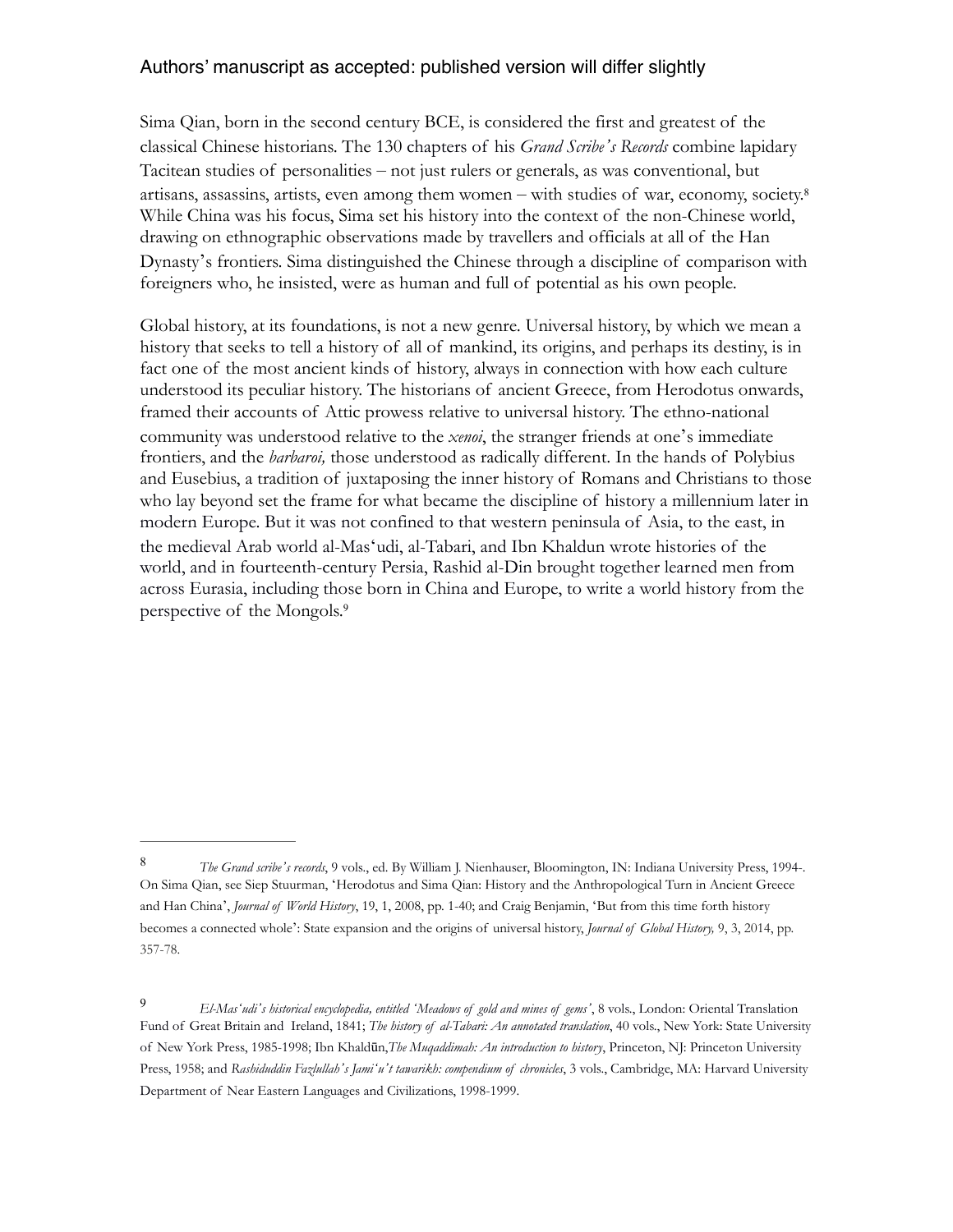Sima Qian, born in the second century BCE, is considered the first and greatest of the classical Chinese historians. The 130 chapters of his *Grand Scribe's Records* combine lapidary Tacitean studies of personalities – not just rulers or generals, as was conventional, but artisans, assassins, artists, even among them women – with studies of war, economy, society.[8] While China was his focus, Sima set his history into the context of the non-Chinese world, drawing on ethnographic observations made by travellers and officials at all of the Han Dynasty's frontiers. Sima distinguished the Chinese through a discipline of comparison with foreigners who, he insisted, were as human and full of potential as his own people.

Global history, at its foundations, is not a new genre. Universal history, by which we mean a history that seeks to tell a history of all of mankind, its origins, and perhaps its destiny, is in fact one of the most ancient kinds of history, always in connection with how each culture understood its peculiar history. The historians of ancient Greece, from Herodotus onwards, framed their accounts of Attic prowess relative to universal history. The ethno-national community was understood relative to the *xenoi*, the stranger friends at one's immediate frontiers, and the *barbaroi,* those understood as radically different. In the hands of Polybius and Eusebius, a tradition of juxtaposing the inner history of Romans and Christians to those who lay beyond set the frame for what became the discipline of history a millennium later in modern Europe. But it was not confined to that western peninsula of Asia, to the east, in the medieval Arab world al-Mas'udi, al-Tabari, and Ibn Khaldun wrote histories of the world, and in fourteenth-century Persia, Rashid al-Din brought together learned men from across Eurasia, including those born in China and Europe, to write a world history from the perspective of the Mongols.[9]

---

[8] *The Grand scribe's records*, 9 vols., ed. By William J. Nienhauser, Bloomington, IN: Indiana University Press, 1994-. On Sima Qian, see Siep Stuurman, 'Herodotus and Sima Qian: History and the Anthropological Turn in Ancient Greece and Han China', *Journal of World History*, 19, 1, 2008, pp. 1-40; and Craig Benjamin, 'But from this time forth history becomes a connected whole': State expansion and the origins of universal history, *Journal of Global History,* 9, 3, 2014, pp. 357-78.

[9] *El-Mas'udi's historical encyclopedia, entitled 'Meadows of gold and mines of gems'*, 8 vols., London: Oriental Translation Fund of Great Britain and Ireland, 1841; *The history of al-Tabari: An annotated translation*, 40 vols., New York: State University of New York Press, 1985-1998; Ibn Khaldūn,*The Muqaddimah: An introduction to history*, Princeton, NJ: Princeton University Press, 1958; and *Rashiduddin Fazlullah's Jami'u't tawarikh: compendium of chronicles*, 3 vols., Cambridge, MA: Harvard University Department of Near Eastern Languages and Civilizations, 1998-1999.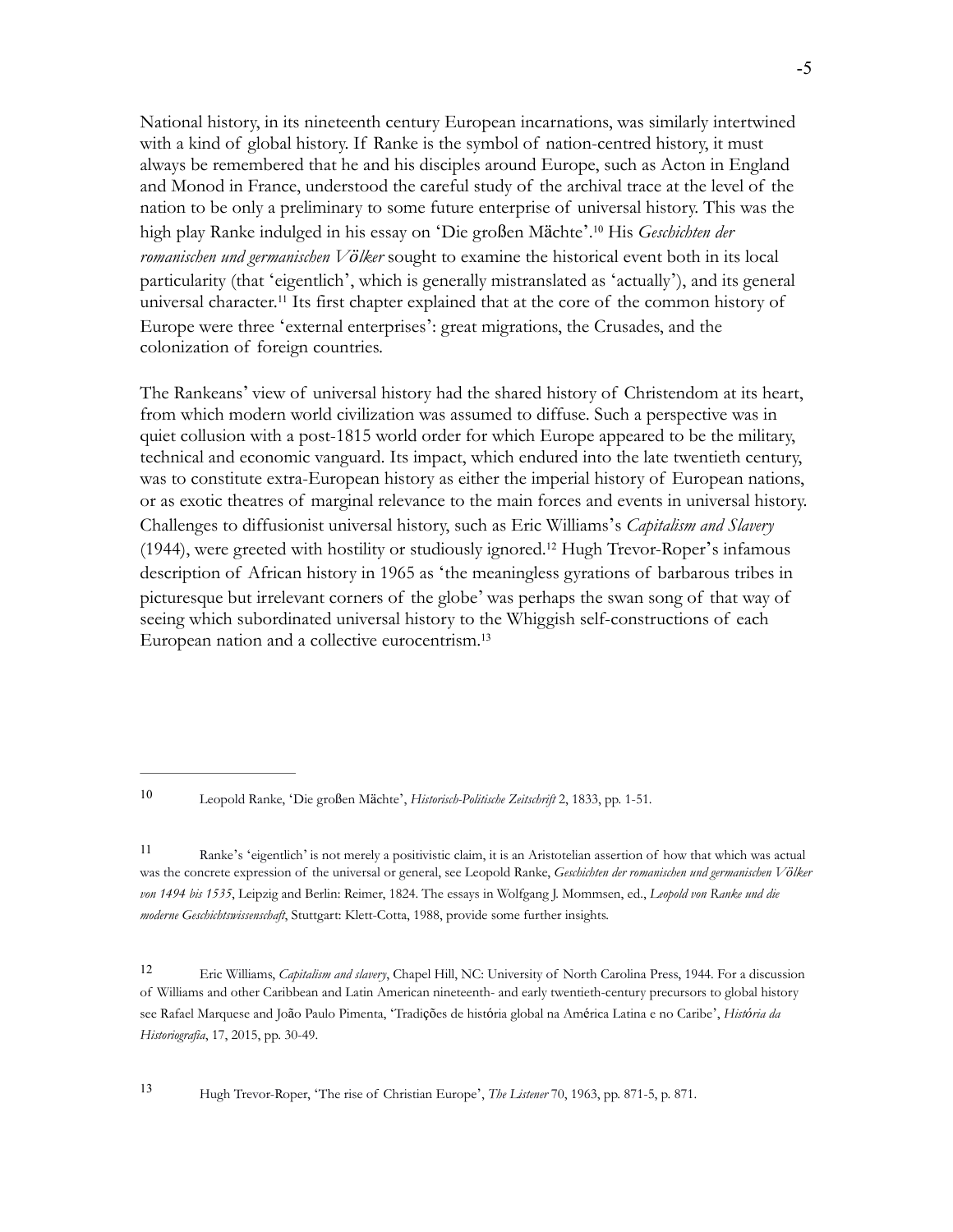National history, in its nineteenth century European incarnations, was similarly intertwined with a kind of global history. If Ranke is the symbol of nation-centred history, it must always be remembered that he and his disciples around Europe, such as Acton in England and Monod in France, understood the careful study of the archival trace at the level of the nation to be only a preliminary to some future enterprise of universal history. This was the high play Ranke indulged in his essay on 'Die großen Mächte'.[10] His *Geschichten der romanischen und germanischen Völker* sought to examine the historical event both in its local particularity (that 'eigentlich', which is generally mistranslated as 'actually'), and its general universal character.[11] Its first chapter explained that at the core of the common history of Europe were three 'external enterprises': great migrations, the Crusades, and the colonization of foreign countries.

The Rankeans' view of universal history had the shared history of Christendom at its heart, from which modern world civilization was assumed to diffuse. Such a perspective was in quiet collusion with a post-1815 world order for which Europe appeared to be the military, technical and economic vanguard. Its impact, which endured into the late twentieth century, was to constitute extra-European history as either the imperial history of European nations, or as exotic theatres of marginal relevance to the main forces and events in universal history. Challenges to diffusionist universal history, such as Eric Williams's *Capitalism and Slavery* (1944), were greeted with hostility or studiously ignored.[12] Hugh Trevor-Roper's infamous description of African history in 1965 as 'the meaningless gyrations of barbarous tribes in picturesque but irrelevant corners of the globe' was perhaps the swan song of that way of seeing which subordinated universal history to the Whiggish self-constructions of each European nation and a collective eurocentrism.[13]

---

[10] Leopold Ranke, 'Die großen Mächte', *Historisch-Politische Zeitschrift* 2, 1833, pp. 1-51.

[11] Ranke's 'eigentlich' is not merely a positivistic claim, it is an Aristotelian assertion of how that which was actual was the concrete expression of the universal or general, see Leopold Ranke, *Geschichten der romanischen und germanischen Völker von 1494 bis 1535*, Leipzig and Berlin: Reimer, 1824. The essays in Wolfgang J. Mommsen, ed., *Leopold von Ranke und die moderne Geschichtswissenschaft*, Stuttgart: Klett-Cotta, 1988, provide some further insights.

[12] Eric Williams, *Capitalism and slavery*, Chapel Hill, NC: University of North Carolina Press, 1944. For a discussion of Williams and other Caribbean and Latin American nineteenth- and early twentieth-century precursors to global history see Rafael Marquese and João Paulo Pimenta, 'Tradições de história global na América Latina e no Caribe', *História da Historiografia*, 17, 2015, pp. 30-49.

[13] Hugh Trevor-Roper, 'The rise of Christian Europe', *The Listener* 70, 1963, pp. 871-5, p. 871.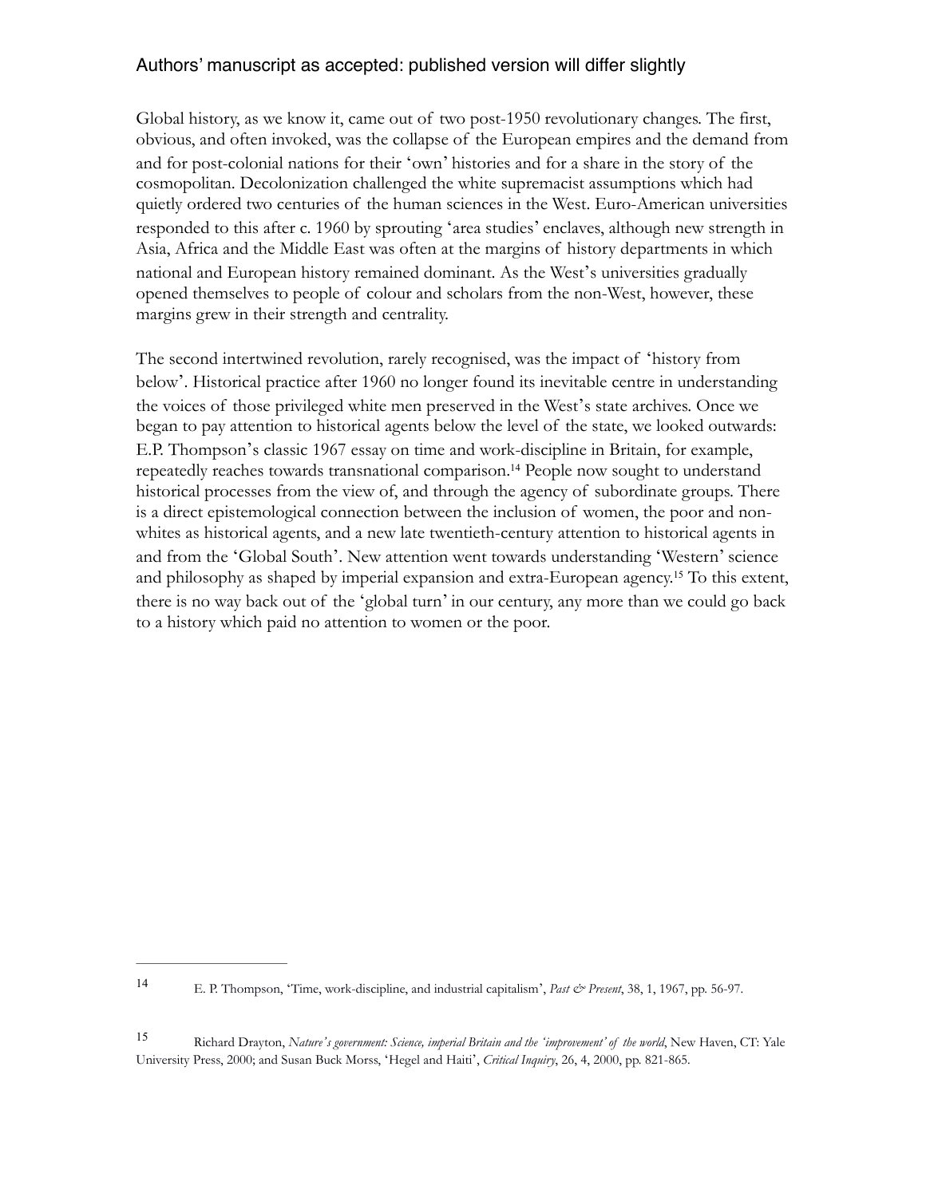Global history, as we know it, came out of two post-1950 revolutionary changes. The first, obvious, and often invoked, was the collapse of the European empires and the demand from and for post-colonial nations for their 'own' histories and for a share in the story of the cosmopolitan. Decolonization challenged the white supremacist assumptions which had quietly ordered two centuries of the human sciences in the West. Euro-American universities responded to this after c. 1960 by sprouting 'area studies' enclaves, although new strength in Asia, Africa and the Middle East was often at the margins of history departments in which national and European history remained dominant. As the West's universities gradually opened themselves to people of colour and scholars from the non-West, however, these margins grew in their strength and centrality.

The second intertwined revolution, rarely recognised, was the impact of 'history from below'. Historical practice after 1960 no longer found its inevitable centre in understanding the voices of those privileged white men preserved in the West's state archives. Once we began to pay attention to historical agents below the level of the state, we looked outwards: E.P. Thompson's classic 1967 essay on time and work-discipline in Britain, for example, repeatedly reaches towards transnational comparison.[14] People now sought to understand historical processes from the view of, and through the agency of subordinate groups. There is a direct epistemological connection between the inclusion of women, the poor and non-whites as historical agents, and a new late twentieth-century attention to historical agents in and from the 'Global South'. New attention went towards understanding 'Western' science and philosophy as shaped by imperial expansion and extra-European agency.[15] To this extent, there is no way back out of the 'global turn' in our century, any more than we could go back to a history which paid no attention to women or the poor.

---

[14] E. P. Thompson, 'Time, work-discipline, and industrial capitalism', *Past & Present*, 38, 1, 1967, pp. 56-97.

[15] Richard Drayton, *Nature's government: Science, imperial Britain and the 'improvement' of the world*, New Haven, CT: Yale University Press, 2000; and Susan Buck Morss, 'Hegel and Haiti', *Critical Inquiry*, 26, 4, 2000, pp. 821-865.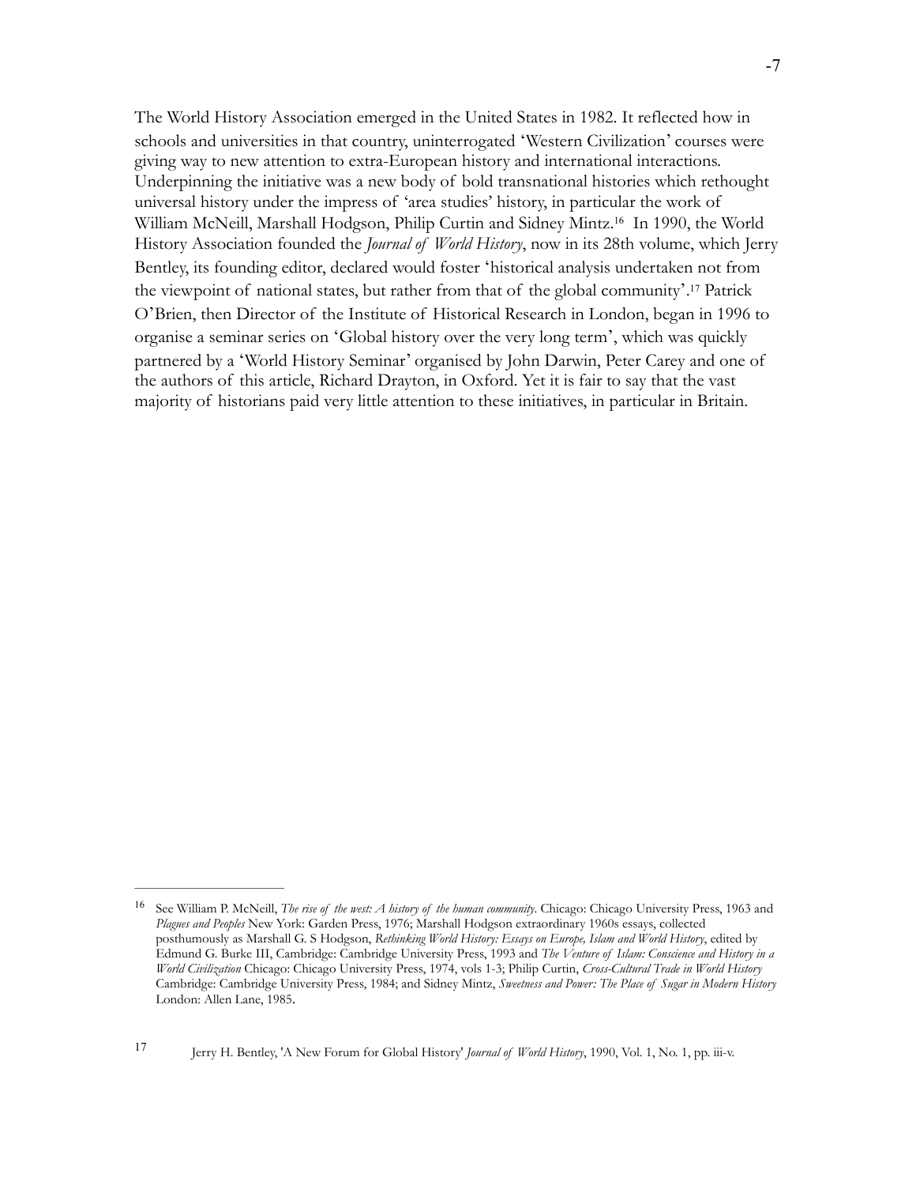The World History Association emerged in the United States in 1982. It reflected how in schools and universities in that country, uninterrogated 'Western Civilization' courses were giving way to new attention to extra-European history and international interactions. Underpinning the initiative was a new body of bold transnational histories which rethought universal history under the impress of 'area studies' history, in particular the work of William McNeill, Marshall Hodgson, Philip Curtin and Sidney Mintz.[16] In 1990, the World History Association founded the *Journal of World History*, now in its 28th volume, which Jerry Bentley, its founding editor, declared would foster 'historical analysis undertaken not from the viewpoint of national states, but rather from that of the global community'.[17] Patrick O'Brien, then Director of the Institute of Historical Research in London, began in 1996 to organise a seminar series on 'Global history over the very long term', which was quickly partnered by a 'World History Seminar' organised by John Darwin, Peter Carey and one of the authors of this article, Richard Drayton, in Oxford. Yet it is fair to say that the vast majority of historians paid very little attention to these initiatives, in particular in Britain.

---

[16] See William P. McNeill, *The rise of the west: A history of the human community*. Chicago: Chicago University Press, 1963 and *Plagues and Peoples* New York: Garden Press, 1976; Marshall Hodgson extraordinary 1960s essays, collected posthumously as Marshall G. S Hodgson, *Rethinking World History: Essays on Europe, Islam and World History*, edited by Edmund G. Burke III, Cambridge: Cambridge University Press, 1993 and *The Venture of Islam: Conscience and History in a World Civilization* Chicago: Chicago University Press, 1974, vols 1-3; Philip Curtin, *Cross-Cultural Trade in World History* Cambridge: Cambridge University Press, 1984; and Sidney Mintz, *Sweetness and Power: The Place of Sugar in Modern History* London: Allen Lane, 1985.

[17] Jerry H. Bentley, 'A New Forum for Global History' *Journal of World History*, 1990, Vol. 1, No. 1, pp. iii-v.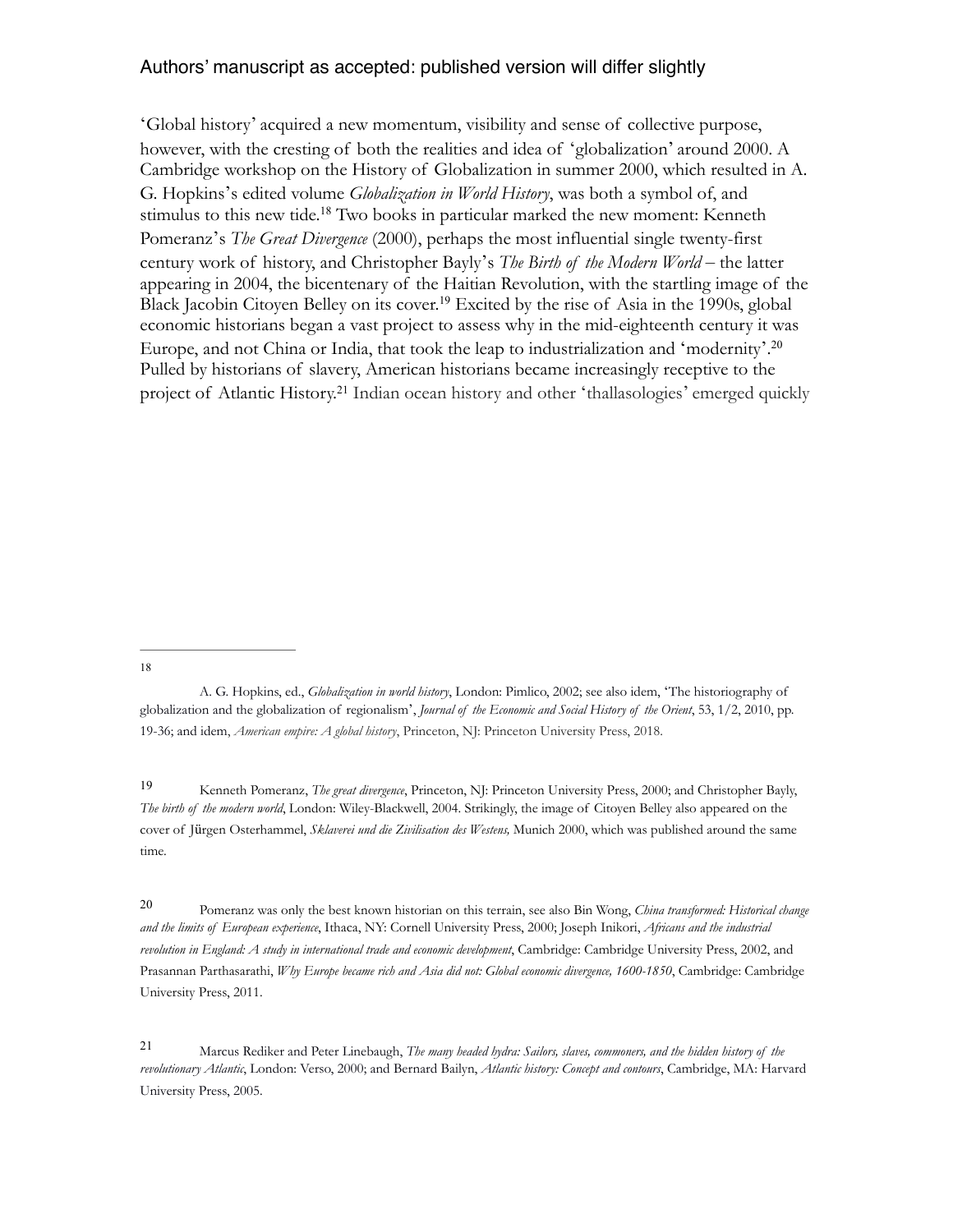'Global history' acquired a new momentum, visibility and sense of collective purpose, however, with the cresting of both the realities and idea of 'globalization' around 2000. A Cambridge workshop on the History of Globalization in summer 2000, which resulted in A. G. Hopkins's edited volume *Globalization in World History*, was both a symbol of, and stimulus to this new tide.[18] Two books in particular marked the new moment: Kenneth Pomeranz's *The Great Divergence* (2000), perhaps the most influential single twenty-first century work of history, and Christopher Bayly's *The Birth of the Modern World* – the latter appearing in 2004, the bicentenary of the Haitian Revolution, with the startling image of the Black Jacobin Citoyen Belley on its cover.[19] Excited by the rise of Asia in the 1990s, global economic historians began a vast project to assess why in the mid-eighteenth century it was Europe, and not China or India, that took the leap to industrialization and 'modernity'.[20] Pulled by historians of slavery, American historians became increasingly receptive to the project of Atlantic History.[21] Indian ocean history and other 'thallasologies' emerged quickly

---

[18] A. G. Hopkins, ed., *Globalization in world history*, London: Pimlico, 2002; see also idem, 'The historiography of globalization and the globalization of regionalism', *Journal of the Economic and Social History of the Orient*, 53, 1/2, 2010, pp. 19-36; and idem, *American empire: A global history*, Princeton, NJ: Princeton University Press, 2018.

[19] Kenneth Pomeranz, *The great divergence*, Princeton, NJ: Princeton University Press, 2000; and Christopher Bayly, *The birth of the modern world*, London: Wiley-Blackwell, 2004. Strikingly, the image of Citoyen Belley also appeared on the cover of Jürgen Osterhammel, *Sklaverei und die Zivilisation des Westens,* Munich 2000, which was published around the same time.

[20] Pomeranz was only the best known historian on this terrain, see also Bin Wong, *China transformed: Historical change and the limits of European experience*, Ithaca, NY: Cornell University Press, 2000; Joseph Inikori, *Africans and the industrial revolution in England: A study in international trade and economic development*, Cambridge: Cambridge University Press, 2002, and Prasannan Parthasarathi, *Why Europe became rich and Asia did not: Global economic divergence, 1600-1850*, Cambridge: Cambridge University Press, 2011.

[21] Marcus Rediker and Peter Linebaugh, *The many headed hydra: Sailors, slaves, commoners, and the hidden history of the revolutionary Atlantic*, London: Verso, 2000; and Bernard Bailyn, *Atlantic history: Concept and contours*, Cambridge, MA: Harvard University Press, 2005.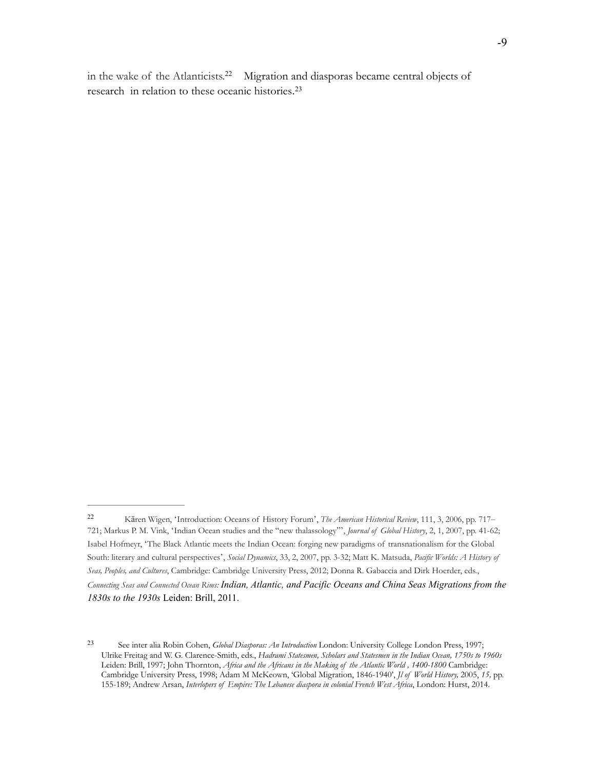in the wake of the Atlanticists.[22] Migration and diasporas became central objects of research in relation to these oceanic histories.[23]

---

[22] Kären Wigen, 'Introduction: Oceans of History Forum', *The American Historical Review*, 111, 3, 2006, pp. 717–721; Markus P. M. Vink, 'Indian Ocean studies and the "new thalassology"', *Journal of Global History*, 2, 1, 2007, pp. 41-62; Isabel Hofmeyr, 'The Black Atlantic meets the Indian Ocean: forging new paradigms of transnationalism for the Global South: literary and cultural perspectives', *Social Dynamics*, 33, 2, 2007, pp. 3-32; Matt K. Matsuda, *Pacific Worlds: A History of Seas, Peoples, and Cultures*, Cambridge: Cambridge University Press, 2012; Donna R. Gabaccia and Dirk Hoerder, eds., *Connecting Seas and Connected Ocean Rims: Indian, Atlantic, and Pacific Oceans and China Seas Migrations from the 1830s to the 1930s* Leiden: Brill, 2011.

[23] See inter alia Robin Cohen, *Global Diasporas: An Introduction* London: University College London Press, 1997; Ulrike Freitag and W. G. Clarence-Smith, eds., *Hadrami Statesmen, Scholars and Statesmen in the Indian Ocean, 1750s to 1960s* Leiden: Brill, 1997; John Thornton, *Africa and the Africans in the Making of the Atlantic World , 1400-1800* Cambridge: Cambridge University Press, 1998; Adam M McKeown, 'Global Migration, 1846-1940', *Jl of World History,* 2005, *15,* pp. 155-189; Andrew Arsan, *Interlopers of Empire: The Lebanese diaspora in colonial French West Africa*, London: Hurst, 2014.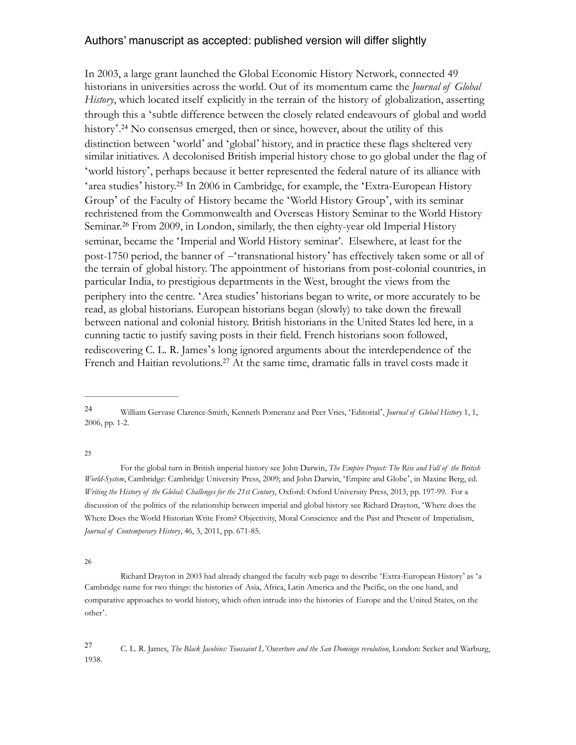In 2003, a large grant launched the Global Economic History Network, connected 49 historians in universities across the world. Out of its momentum came the *Journal of Global History*, which located itself explicitly in the terrain of the history of globalization, asserting through this a 'subtle difference between the closely related endeavours of global and world history'.[24] No consensus emerged, then or since, however, about the utility of this distinction between 'world' and 'global' history, and in practice these flags sheltered very similar initiatives. A decolonised British imperial history chose to go global under the flag of 'world history', perhaps because it better represented the federal nature of its alliance with 'area studies' history.[25] In 2006 in Cambridge, for example, the 'Extra-European History Group' of the Faculty of History became the 'World History Group', with its seminar rechristened from the Commonwealth and Overseas History Seminar to the World History Seminar.[26] From 2009, in London, similarly, the then eighty-year old Imperial History seminar, became the 'Imperial and World History seminar'. Elsewhere, at least for the post-1750 period, the banner of –'transnational history' has effectively taken some or all of the terrain of global history. The appointment of historians from post-colonial countries, in particular India, to prestigious departments in the West, brought the views from the periphery into the centre. 'Area studies' historians began to write, or more accurately to be read, as global historians. European historians began (slowly) to take down the firewall between national and colonial history. British historians in the United States led here, in a cunning tactic to justify saving posts in their field. French historians soon followed, rediscovering C. L. R. James's long ignored arguments about the interdependence of the French and Haitian revolutions.[27] At the same time, dramatic falls in travel costs made it

---

[24] William Gervase Clarence-Smith, Kenneth Pomeranz and Peer Vries, 'Editorial', *Journal of Global History* 1, 1, 2006, pp. 1-2.

[25] For the global turn in British imperial history see John Darwin, *The Empire Project: The Rise and Fall of the British World-System*, Cambridge: Cambridge University Press, 2009; and John Darwin, 'Empire and Globe', in Maxine Berg, ed. *Writing the History of the Global: Challenges for the 21st Century*, Oxford: Oxford University Press, 2013, pp. 197-99. For a discussion of the politics of the relationship between imperial and global history see Richard Drayton, 'Where does the Where Does the World Historian Write From? Objectivity, Moral Conscience and the Past and Present of Imperialism, *Journal of Contemporary History*, 46, 3, 2011, pp. 671-85.

[26] Richard Drayton in 2003 had already changed the faculty web page to describe 'Extra-European History' as 'a Cambridge name for two things: the histories of Asia, Africa, Latin America and the Pacific, on the one hand, and comparative approaches to world history, which often intrude into the histories of Europe and the United States, on the other'.

[27] C. L. R. James, *The Black Jacobins: Toussaint L'Ouverture and the San Domingo revolution*, London: Secker and Warburg, 1938.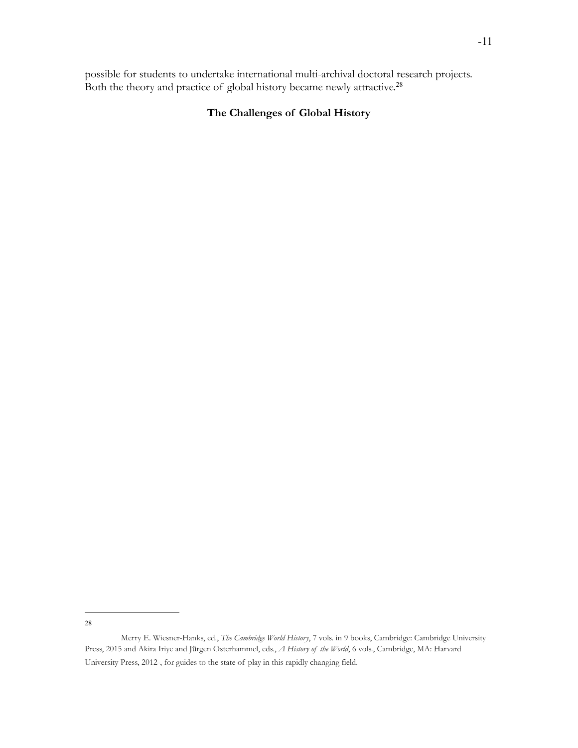possible for students to undertake international multi-archival doctoral research projects. Both the theory and practice of global history became newly attractive.[28]

## The Challenges of Global History

---

[28] Merry E. Wiesner-Hanks, ed., *The Cambridge World History*, 7 vols. in 9 books, Cambridge: Cambridge University Press, 2015 and Akira Iriye and Jürgen Osterhammel, eds., *A History of the World*, 6 vols., Cambridge, MA: Harvard University Press, 2012-, for guides to the state of play in this rapidly changing field.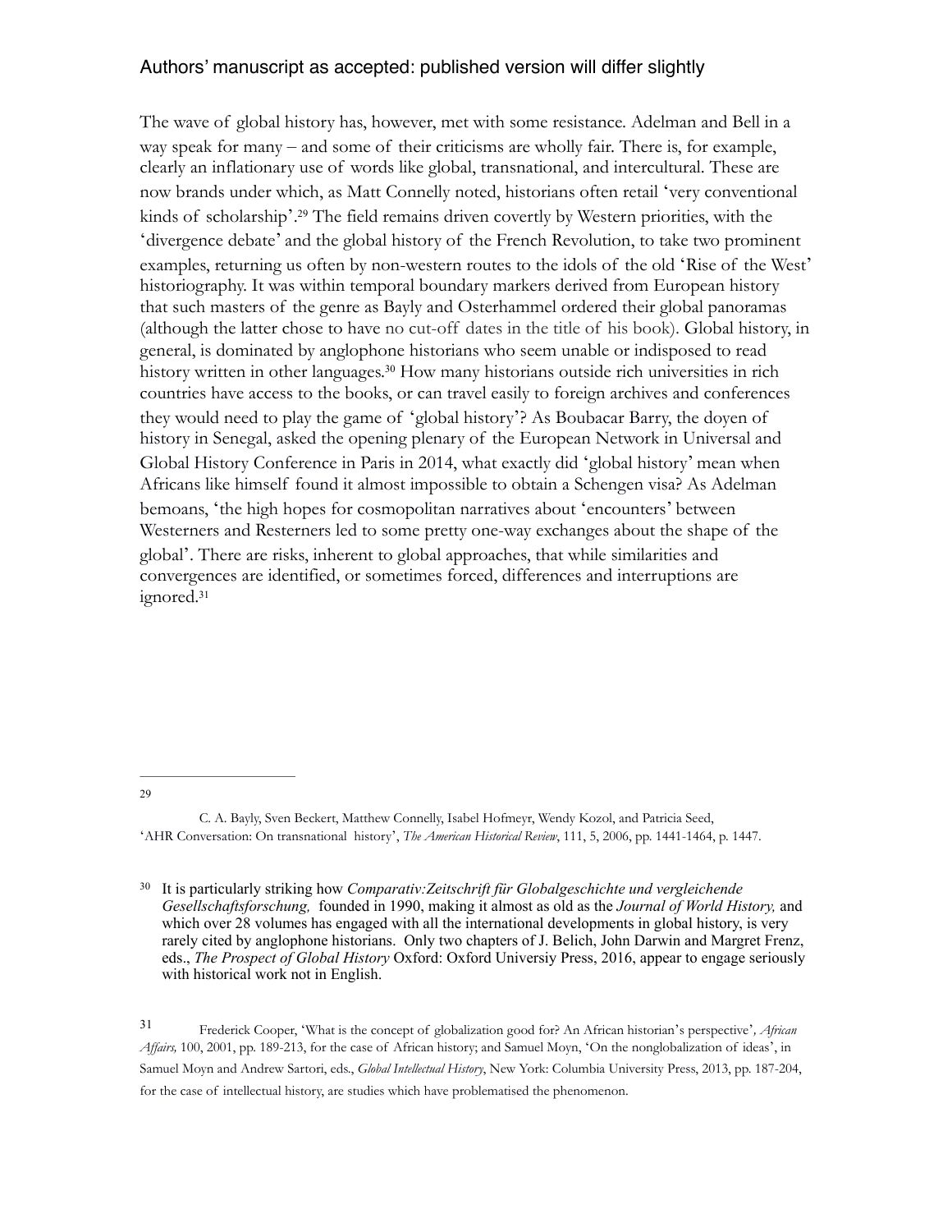The wave of global history has, however, met with some resistance. Adelman and Bell in a way speak for many – and some of their criticisms are wholly fair. There is, for example, clearly an inflationary use of words like global, transnational, and intercultural. These are now brands under which, as Matt Connelly noted, historians often retail 'very conventional kinds of scholarship'.[29] The field remains driven covertly by Western priorities, with the 'divergence debate' and the global history of the French Revolution, to take two prominent examples, returning us often by non-western routes to the idols of the old 'Rise of the West' historiography. It was within temporal boundary markers derived from European history that such masters of the genre as Bayly and Osterhammel ordered their global panoramas (although the latter chose to have no cut-off dates in the title of his book). Global history, in general, is dominated by anglophone historians who seem unable or indisposed to read history written in other languages.[30] How many historians outside rich universities in rich countries have access to the books, or can travel easily to foreign archives and conferences they would need to play the game of 'global history'? As Boubacar Barry, the doyen of history in Senegal, asked the opening plenary of the European Network in Universal and Global History Conference in Paris in 2014, what exactly did 'global history' mean when Africans like himself found it almost impossible to obtain a Schengen visa? As Adelman bemoans, 'the high hopes for cosmopolitan narratives about 'encounters' between Westerners and Resterners led to some pretty one-way exchanges about the shape of the global'. There are risks, inherent to global approaches, that while similarities and convergences are identified, or sometimes forced, differences and interruptions are ignored.[31]

---

[29] C. A. Bayly, Sven Beckert, Matthew Connelly, Isabel Hofmeyr, Wendy Kozol, and Patricia Seed, 'AHR Conversation: On transnational history', *The American Historical Review*, 111, 5, 2006, pp. 1441-1464, p. 1447.

[30] It is particularly striking how *Comparativ:Zeitschrift für Globalgeschichte und vergleichende Gesellschaftsforschung,* founded in 1990, making it almost as old as the *Journal of World History,* and which over 28 volumes has engaged with all the international developments in global history, is very rarely cited by anglophone historians. Only two chapters of J. Belich, John Darwin and Margret Frenz, eds., *The Prospect of Global History* Oxford: Oxford Universiy Press, 2016, appear to engage seriously with historical work not in English.

[31] Frederick Cooper, 'What is the concept of globalization good for? An African historian's perspective', *African Affairs,* 100, 2001, pp. 189-213, for the case of African history; and Samuel Moyn, 'On the nonglobalization of ideas', in Samuel Moyn and Andrew Sartori, eds., *Global Intellectual History*, New York: Columbia University Press, 2013, pp. 187-204, for the case of intellectual history, are studies which have problematised the phenomenon.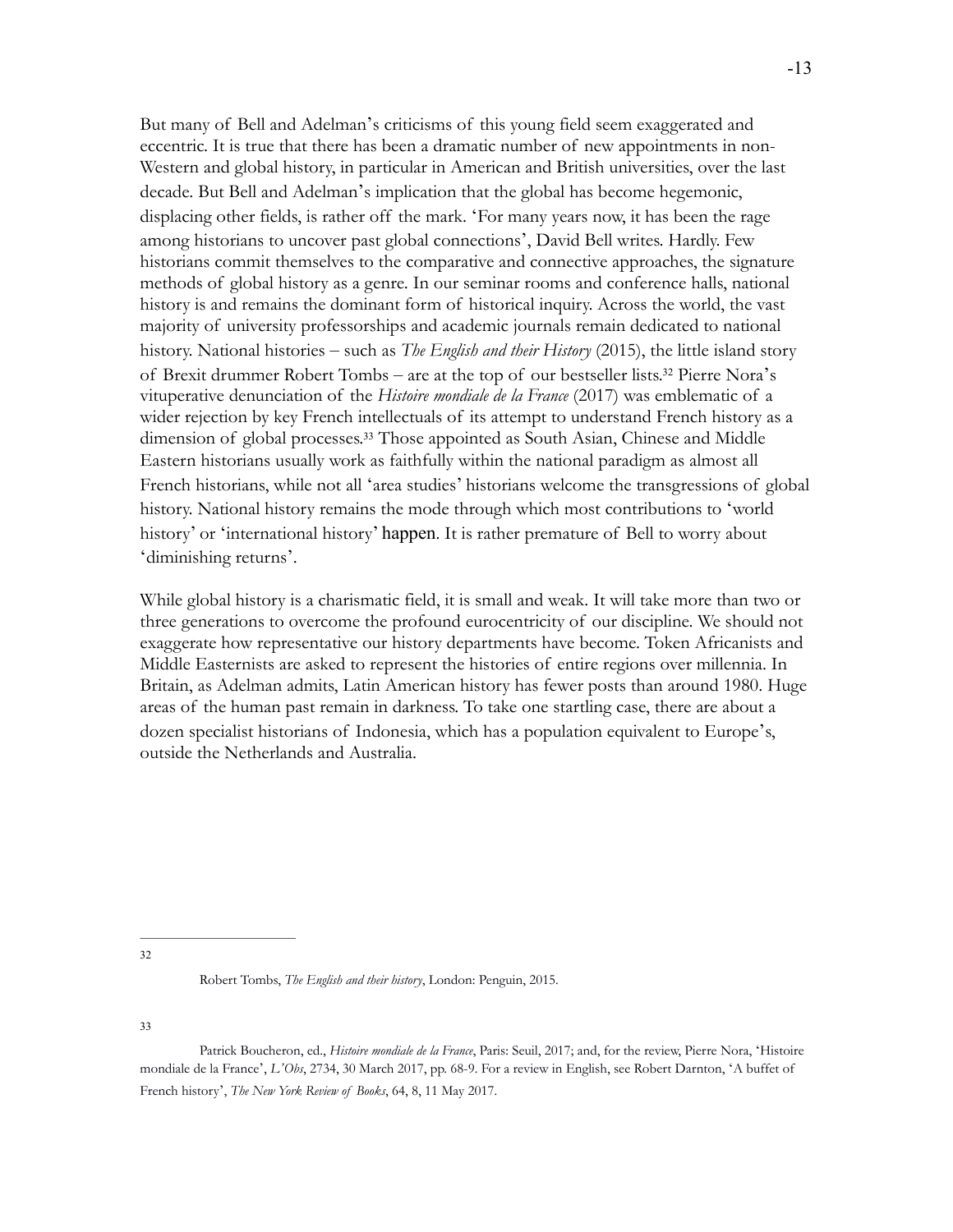But many of Bell and Adelman's criticisms of this young field seem exaggerated and eccentric. It is true that there has been a dramatic number of new appointments in non-Western and global history, in particular in American and British universities, over the last decade. But Bell and Adelman's implication that the global has become hegemonic, displacing other fields, is rather off the mark. 'For many years now, it has been the rage among historians to uncover past global connections', David Bell writes. Hardly. Few historians commit themselves to the comparative and connective approaches, the signature methods of global history as a genre. In our seminar rooms and conference halls, national history is and remains the dominant form of historical inquiry. Across the world, the vast majority of university professorships and academic journals remain dedicated to national history. National histories – such as *The English and their History* (2015), the little island story of Brexit drummer Robert Tombs – are at the top of our bestseller lists.[32] Pierre Nora's vituperative denunciation of the *Histoire mondiale de la France* (2017) was emblematic of a wider rejection by key French intellectuals of its attempt to understand French history as a dimension of global processes.[33] Those appointed as South Asian, Chinese and Middle Eastern historians usually work as faithfully within the national paradigm as almost all French historians, while not all 'area studies' historians welcome the transgressions of global history. National history remains the mode through which most contributions to 'world history' or 'international history' happen. It is rather premature of Bell to worry about 'diminishing returns'.

While global history is a charismatic field, it is small and weak. It will take more than two or three generations to overcome the profound eurocentricity of our discipline. We should not exaggerate how representative our history departments have become. Token Africanists and Middle Easternists are asked to represent the histories of entire regions over millennia. In Britain, as Adelman admits, Latin American history has fewer posts than around 1980. Huge areas of the human past remain in darkness. To take one startling case, there are about a dozen specialist historians of Indonesia, which has a population equivalent to Europe's, outside the Netherlands and Australia.

---

[32] Robert Tombs, *The English and their history*, London: Penguin, 2015.

[33] Patrick Boucheron, ed., *Histoire mondiale de la France*, Paris: Seuil, 2017; and, for the review, Pierre Nora, 'Histoire mondiale de la France', *L'Obs*, 2734, 30 March 2017, pp. 68-9. For a review in English, see Robert Darnton, 'A buffet of French history', *The New York Review of Books*, 64, 8, 11 May 2017.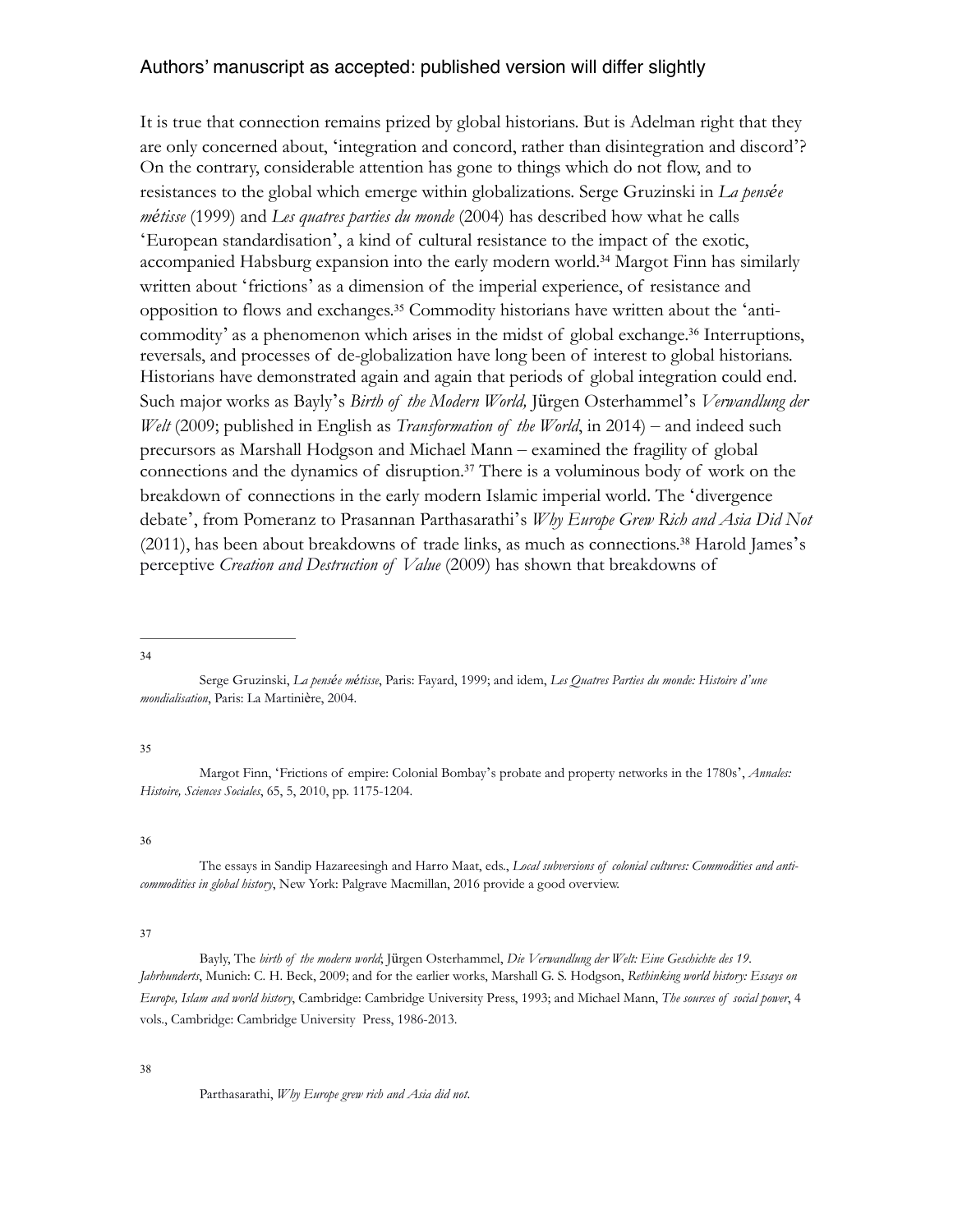It is true that connection remains prized by global historians. But is Adelman right that they are only concerned about, 'integration and concord, rather than disintegration and discord'? On the contrary, considerable attention has gone to things which do not flow, and to resistances to the global which emerge within globalizations. Serge Gruzinski in *La pensée métisse* (1999) and *Les quatres parties du monde* (2004) has described how what he calls 'European standardisation', a kind of cultural resistance to the impact of the exotic, accompanied Habsburg expansion into the early modern world.[34] Margot Finn has similarly written about 'frictions' as a dimension of the imperial experience, of resistance and opposition to flows and exchanges.[35] Commodity historians have written about the 'anti-commodity' as a phenomenon which arises in the midst of global exchange.[36] Interruptions, reversals, and processes of de-globalization have long been of interest to global historians. Historians have demonstrated again and again that periods of global integration could end. Such major works as Bayly's *Birth of the Modern World,* Jürgen Osterhammel's *Verwandlung der Welt* (2009; published in English as *Transformation of the World*, in 2014) – and indeed such precursors as Marshall Hodgson and Michael Mann – examined the fragility of global connections and the dynamics of disruption.[37] There is a voluminous body of work on the breakdown of connections in the early modern Islamic imperial world. The 'divergence debate', from Pomeranz to Prasannan Parthasarathi's *Why Europe Grew Rich and Asia Did Not* (2011), has been about breakdowns of trade links, as much as connections.[38] Harold James's perceptive *Creation and Destruction of Value* (2009) has shown that breakdowns of

---

[34] Serge Gruzinski, *La pensée métisse*, Paris: Fayard, 1999; and idem, *Les Quatres Parties du monde: Histoire d'une mondialisation*, Paris: La Martinière, 2004.

[35] Margot Finn, 'Frictions of empire: Colonial Bombay's probate and property networks in the 1780s', *Annales: Histoire, Sciences Sociales*, 65, 5, 2010, pp. 1175-1204.

[36] The essays in Sandip Hazareesingh and Harro Maat, eds., *Local subversions of colonial cultures: Commodities and anti-commodities in global history*, New York: Palgrave Macmillan, 2016 provide a good overview.

[37] Bayly, The *birth of the modern world*; Jürgen Osterhammel, *Die Verwandlung der Welt: Eine Geschichte des 19. Jahrhunderts*, Munich: C. H. Beck, 2009; and for the earlier works, Marshall G. S. Hodgson, *Rethinking world history: Essays on Europe, Islam and world history*, Cambridge: Cambridge University Press, 1993; and Michael Mann, *The sources of social power*, 4 vols., Cambridge: Cambridge University Press, 1986-2013.

[38] Parthasarathi, *Why Europe grew rich and Asia did not*.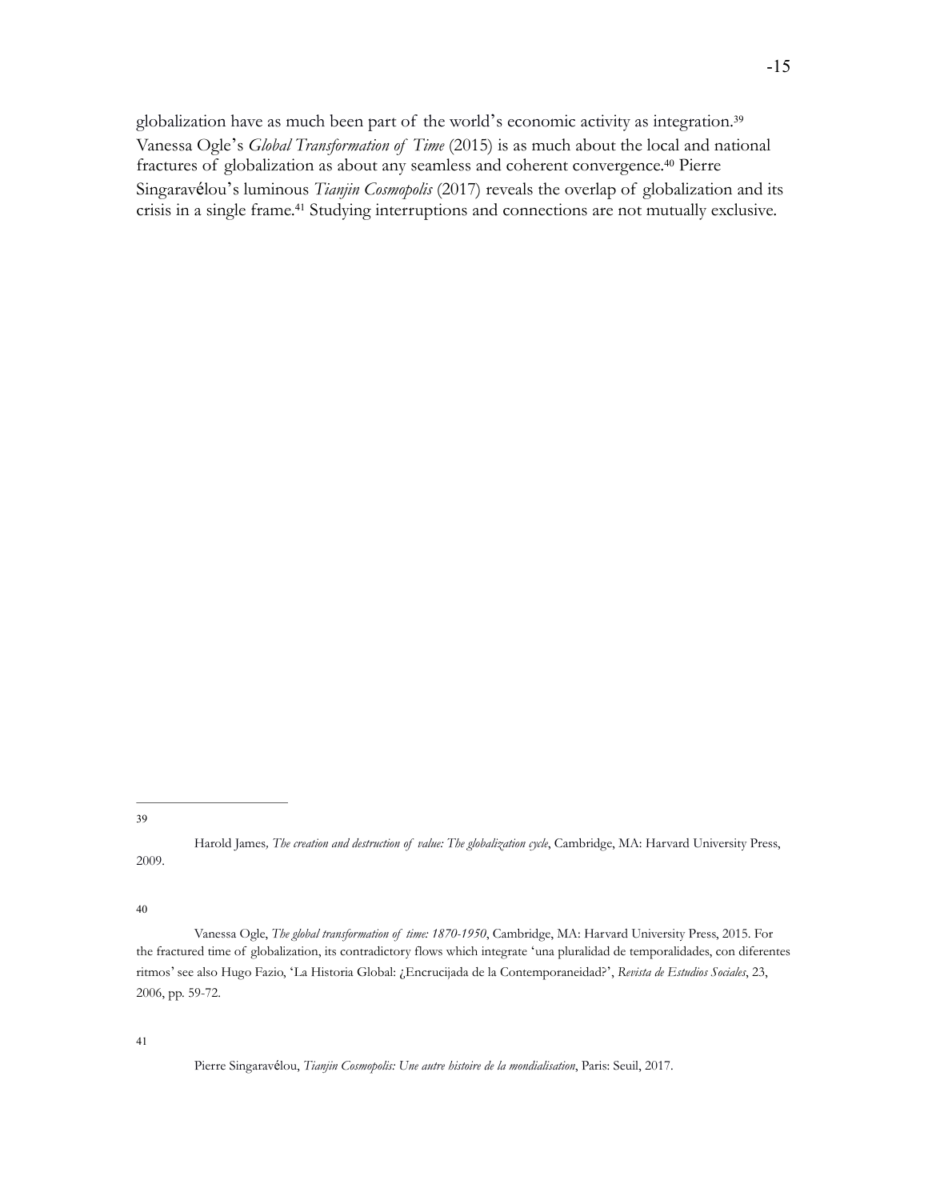globalization have as much been part of the world's economic activity as integration.[39] Vanessa Ogle's *Global Transformation of Time* (2015) is as much about the local and national fractures of globalization as about any seamless and coherent convergence.[40] Pierre Singaravélou's luminous *Tianjin Cosmopolis* (2017) reveals the overlap of globalization and its crisis in a single frame.[41] Studying interruptions and connections are not mutually exclusive.

---

39 Harold James, *The creation and destruction of value: The globalization cycle*, Cambridge, MA: Harvard University Press, 2009.

40 Vanessa Ogle, *The global transformation of time: 1870-1950*, Cambridge, MA: Harvard University Press, 2015. For the fractured time of globalization, its contradictory flows which integrate 'una pluralidad de temporalidades, con diferentes ritmos' see also Hugo Fazio, 'La Historia Global: ¿Encrucijada de la Contemporaneidad?', *Revista de Estudios Sociales*, 23, 2006, pp. 59-72.

41 Pierre Singaravélou, *Tianjin Cosmopolis: Une autre histoire de la mondialisation*, Paris: Seuil, 2017.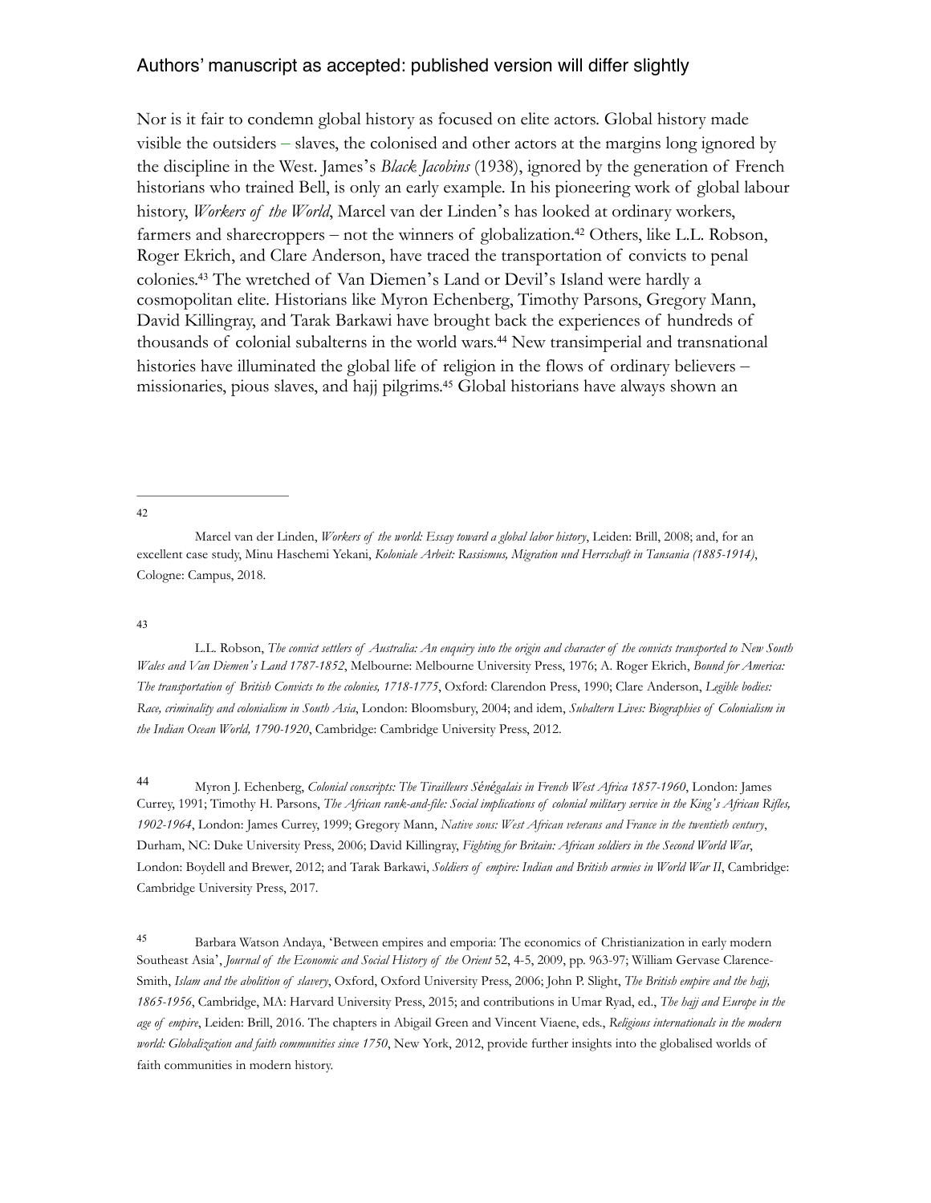Nor is it fair to condemn global history as focused on elite actors. Global history made visible the outsiders – slaves, the colonised and other actors at the margins long ignored by the discipline in the West. James's *Black Jacobins* (1938), ignored by the generation of French historians who trained Bell, is only an early example. In his pioneering work of global labour history, *Workers of the World*, Marcel van der Linden's has looked at ordinary workers, farmers and sharecroppers – not the winners of globalization.[42] Others, like L.L. Robson, Roger Ekrich, and Clare Anderson, have traced the transportation of convicts to penal colonies.[43] The wretched of Van Diemen's Land or Devil's Island were hardly a cosmopolitan elite. Historians like Myron Echenberg, Timothy Parsons, Gregory Mann, David Killingray, and Tarak Barkawi have brought back the experiences of hundreds of thousands of colonial subalterns in the world wars.[44] New transimperial and transnational histories have illuminated the global life of religion in the flows of ordinary believers – missionaries, pious slaves, and hajj pilgrims.[45] Global historians have always shown an

---

[42] Marcel van der Linden, *Workers of the world: Essay toward a global labor history*, Leiden: Brill, 2008; and, for an excellent case study, Minu Haschemi Yekani, *Koloniale Arbeit: Rassismus, Migration und Herrschaft in Tansania (1885-1914)*, Cologne: Campus, 2018.

[43] L.L. Robson, *The convict settlers of Australia: An enquiry into the origin and character of the convicts transported to New South Wales and Van Diemen's Land 1787-1852*, Melbourne: Melbourne University Press, 1976; A. Roger Ekrich, *Bound for America: The transportation of British Convicts to the colonies, 1718-1775*, Oxford: Clarendon Press, 1990; Clare Anderson, *Legible bodies: Race, criminality and colonialism in South Asia*, London: Bloomsbury, 2004; and idem, *Subaltern Lives: Biographies of Colonialism in the Indian Ocean World, 1790-1920*, Cambridge: Cambridge University Press, 2012.

[44] Myron J. Echenberg, *Colonial conscripts: The Tirailleurs Sénégalais in French West Africa 1857-1960*, London: James Currey, 1991; Timothy H. Parsons, *The African rank-and-file: Social implications of colonial military service in the King's African Rifles, 1902-1964*, London: James Currey, 1999; Gregory Mann, *Native sons: West African veterans and France in the twentieth century*, Durham, NC: Duke University Press, 2006; David Killingray, *Fighting for Britain: African soldiers in the Second World War*, London: Boydell and Brewer, 2012; and Tarak Barkawi, *Soldiers of empire: Indian and British armies in World War II*, Cambridge: Cambridge University Press, 2017.

[45] Barbara Watson Andaya, 'Between empires and emporia: The economics of Christianization in early modern Southeast Asia', *Journal of the Economic and Social History of the Orient* 52, 4-5, 2009, pp. 963-97; William Gervase Clarence-Smith, *Islam and the abolition of slavery*, Oxford, Oxford University Press, 2006; John P. Slight, *The British empire and the hajj, 1865-1956*, Cambridge, MA: Harvard University Press, 2015; and contributions in Umar Ryad, ed., *The hajj and Europe in the age of empire*, Leiden: Brill, 2016. The chapters in Abigail Green and Vincent Viaene, eds., *Religious internationals in the modern world: Globalization and faith communities since 1750*, New York, 2012, provide further insights into the globalised worlds of faith communities in modern history.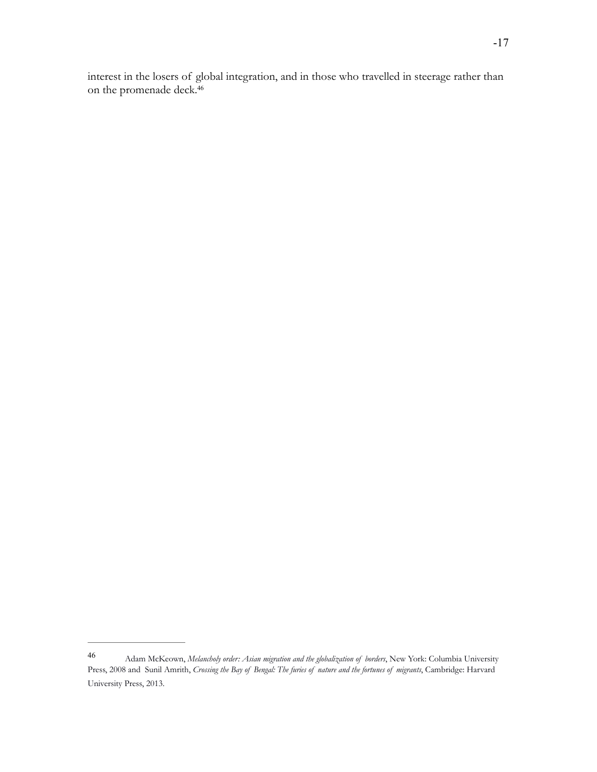interest in the losers of global integration, and in those who travelled in steerage rather than on the promenade deck.[46]

---

[46] Adam McKeown, *Melancholy order: Asian migration and the globalization of borders*, New York: Columbia University Press, 2008 and Sunil Amrith, *Crossing the Bay of Bengal: The furies of nature and the fortunes of migrants*, Cambridge: Harvard University Press, 2013.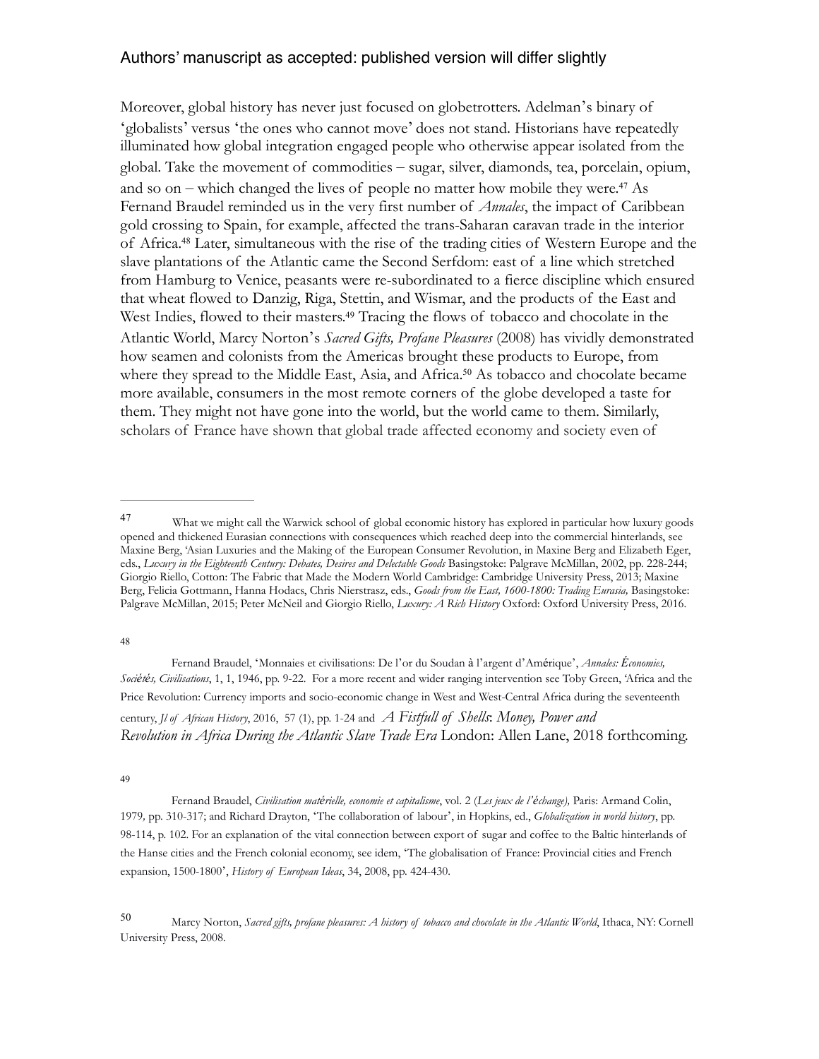Moreover, global history has never just focused on globetrotters. Adelman's binary of 'globalists' versus 'the ones who cannot move' does not stand. Historians have repeatedly illuminated how global integration engaged people who otherwise appear isolated from the global. Take the movement of commodities – sugar, silver, diamonds, tea, porcelain, opium, and so on – which changed the lives of people no matter how mobile they were.[47] As Fernand Braudel reminded us in the very first number of *Annales*, the impact of Caribbean gold crossing to Spain, for example, affected the trans-Saharan caravan trade in the interior of Africa.[48] Later, simultaneous with the rise of the trading cities of Western Europe and the slave plantations of the Atlantic came the Second Serfdom: east of a line which stretched from Hamburg to Venice, peasants were re-subordinated to a fierce discipline which ensured that wheat flowed to Danzig, Riga, Stettin, and Wismar, and the products of the East and West Indies, flowed to their masters.[49] Tracing the flows of tobacco and chocolate in the Atlantic World, Marcy Norton's *Sacred Gifts, Profane Pleasures* (2008) has vividly demonstrated how seamen and colonists from the Americas brought these products to Europe, from where they spread to the Middle East, Asia, and Africa.[50] As tobacco and chocolate became more available, consumers in the most remote corners of the globe developed a taste for them. They might not have gone into the world, but the world came to them. Similarly, scholars of France have shown that global trade affected economy and society even of

---

[47] What we might call the Warwick school of global economic history has explored in particular how luxury goods opened and thickened Eurasian connections with consequences which reached deep into the commercial hinterlands, see Maxine Berg, 'Asian Luxuries and the Making of the European Consumer Revolution, in Maxine Berg and Elizabeth Eger, eds., *Luxury in the Eighteenth Century: Debates, Desires and Delectable Goods* Basingstoke: Palgrave McMillan, 2002, pp. 228-244; Giorgio Riello, Cotton: The Fabric that Made the Modern World Cambridge: Cambridge University Press, 2013; Maxine Berg, Felicia Gottmann, Hanna Hodacs, Chris Nierstrasz, eds., *Goods from the East, 1600-1800: Trading Eurasia,* Basingstoke: Palgrave McMillan, 2015; Peter McNeil and Giorgio Riello, *Luxury: A Rich History* Oxford: Oxford University Press, 2016.

[48] Fernand Braudel, 'Monnaies et civilisations: De l'or du Soudan à l'argent d'Amérique', *Annales: Économies, Sociétés, Civilisations*, 1, 1, 1946, pp. 9-22. For a more recent and wider ranging intervention see Toby Green, 'Africa and the Price Revolution: Currency imports and socio-economic change in West and West-Central Africa during the seventeenth century, *Jl of African History*, 2016, 57 (1), pp. 1-24 and *A Fistfull of Shells*: *Money, Power and Revolution in Africa During the Atlantic Slave Trade Era* London: Allen Lane, 2018 forthcoming.

[49] Fernand Braudel, *Civilisation matérielle, economie et capitalisme*, vol. 2 (*Les jeux de l'échange),* Paris: Armand Colin, 1979*,* pp. 310-317; and Richard Drayton, 'The collaboration of labour', in Hopkins, ed., *Globalization in world history*, pp. 98-114, p. 102. For an explanation of the vital connection between export of sugar and coffee to the Baltic hinterlands of the Hanse cities and the French colonial economy, see idem, 'The globalisation of France: Provincial cities and French expansion, 1500-1800', *History of European Ideas*, 34, 2008, pp. 424-430.

[50] Marcy Norton, *Sacred gifts, profane pleasures: A history of tobacco and chocolate in the Atlantic World*, Ithaca, NY: Cornell University Press, 2008.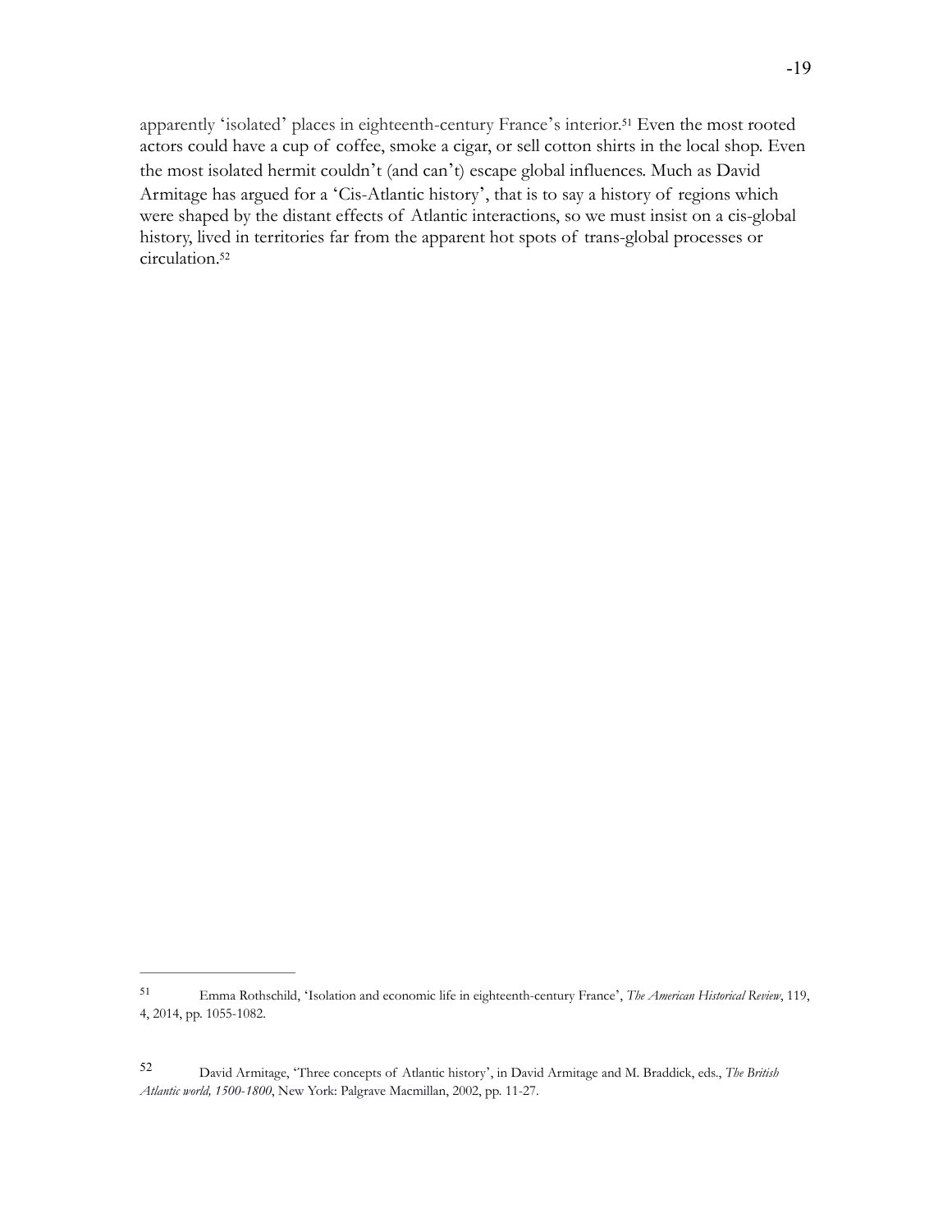apparently 'isolated' places in eighteenth-century France's interior.[51] Even the most rooted actors could have a cup of coffee, smoke a cigar, or sell cotton shirts in the local shop. Even the most isolated hermit couldn't (and can't) escape global influences. Much as David Armitage has argued for a 'Cis-Atlantic history', that is to say a history of regions which were shaped by the distant effects of Atlantic interactions, so we must insist on a cis-global history, lived in territories far from the apparent hot spots of trans-global processes or circulation.[52]

---

[51] Emma Rothschild, 'Isolation and economic life in eighteenth-century France', *The American Historical Review*, 119, 4, 2014, pp. 1055-1082.

[52] David Armitage, 'Three concepts of Atlantic history', in David Armitage and M. Braddick, eds., *The British Atlantic world, 1500-1800*, New York: Palgrave Macmillan, 2002, pp. 11-27.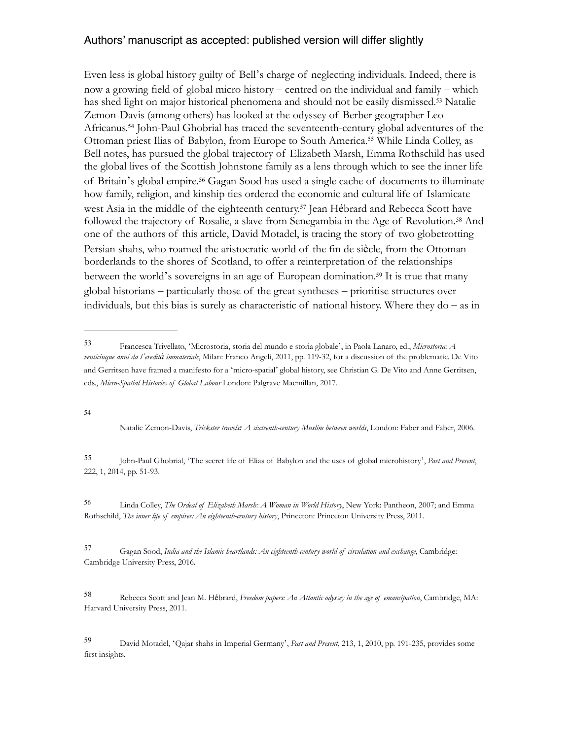Even less is global history guilty of Bell's charge of neglecting individuals. Indeed, there is now a growing field of global micro history – centred on the individual and family – which has shed light on major historical phenomena and should not be easily dismissed.[53] Natalie Zemon-Davis (among others) has looked at the odyssey of Berber geographer Leo Africanus.[54] John-Paul Ghobrial has traced the seventeenth-century global adventures of the Ottoman priest Ilias of Babylon, from Europe to South America.[55] While Linda Colley, as Bell notes, has pursued the global trajectory of Elizabeth Marsh, Emma Rothschild has used the global lives of the Scottish Johnstone family as a lens through which to see the inner life of Britain's global empire.[56] Gagan Sood has used a single cache of documents to illuminate how family, religion, and kinship ties ordered the economic and cultural life of Islamicate west Asia in the middle of the eighteenth century.[57] Jean Hébrard and Rebecca Scott have followed the trajectory of Rosalie, a slave from Senegambia in the Age of Revolution.[58] And one of the authors of this article, David Motadel, is tracing the story of two globetrotting Persian shahs, who roamed the aristocratic world of the fin de siècle, from the Ottoman borderlands to the shores of Scotland, to offer a reinterpretation of the relationships between the world's sovereigns in an age of European domination.[59] It is true that many global historians – particularly those of the great syntheses – prioritise structures over individuals, but this bias is surely as characteristic of national history. Where they do – as in

---

[53] Francesca Trivellato, 'Microstoria, storia del mundo e storia globale', in Paola Lanaro, ed., *Microstoria: A venticinque anni da l'eredità immateriale*, Milan: Franco Angeli, 2011, pp. 119-32, for a discussion of the problematic. De Vito and Gerritsen have framed a manifesto for a 'micro-spatial' global history, see Christian G. De Vito and Anne Gerritsen, eds., *Micro-Spatial Histories of Global Labour* London: Palgrave Macmillan, 2017.

[54] Natalie Zemon-Davis, *Trickster travels: A sixteenth-century Muslim between worlds*, London: Faber and Faber, 2006.

[55] John-Paul Ghobrial, 'The secret life of Elias of Babylon and the uses of global microhistory', *Past and Present*, 222, 1, 2014, pp. 51-93.

[56] Linda Colley, *The Ordeal of Elizabeth Marsh: A Woman in World History*, New York: Pantheon, 2007; and Emma Rothschild, *The inner life of empires: An eighteenth-century history*, Princeton: Princeton University Press, 2011.

[57] Gagan Sood, *India and the Islamic heartlands: An eighteenth-century world of circulation and exchange*, Cambridge: Cambridge University Press, 2016.

[58] Rebecca Scott and Jean M. Hébrard, *Freedom papers: An Atlantic odyssey in the age of emancipation*, Cambridge, MA: Harvard University Press, 2011.

[59] David Motadel, 'Qajar shahs in Imperial Germany', *Past and Present*, 213, 1, 2010, pp. 191-235, provides some first insights.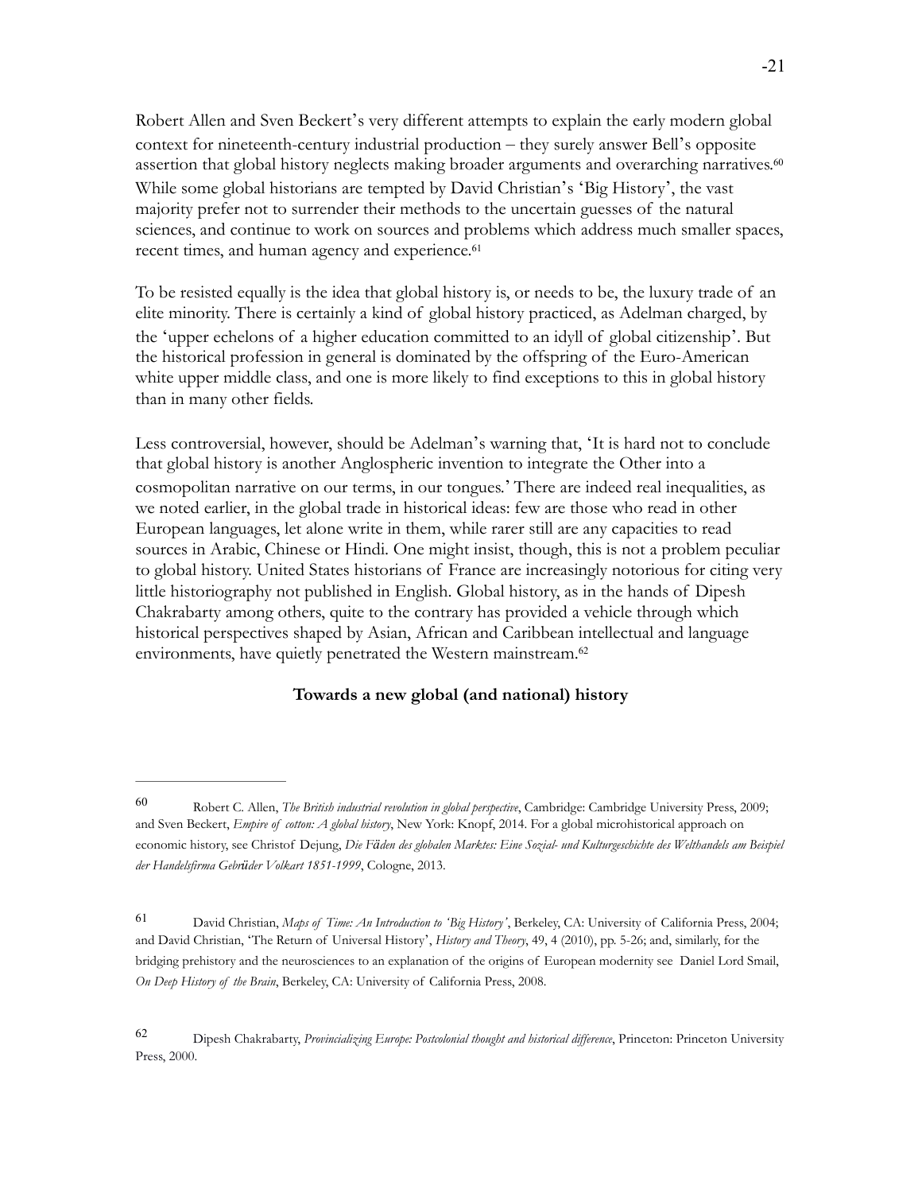Robert Allen and Sven Beckert's very different attempts to explain the early modern global context for nineteenth-century industrial production – they surely answer Bell's opposite assertion that global history neglects making broader arguments and overarching narratives.[60] While some global historians are tempted by David Christian's 'Big History', the vast majority prefer not to surrender their methods to the uncertain guesses of the natural sciences, and continue to work on sources and problems which address much smaller spaces, recent times, and human agency and experience.[61]

To be resisted equally is the idea that global history is, or needs to be, the luxury trade of an elite minority. There is certainly a kind of global history practiced, as Adelman charged, by the 'upper echelons of a higher education committed to an idyll of global citizenship'. But the historical profession in general is dominated by the offspring of the Euro-American white upper middle class, and one is more likely to find exceptions to this in global history than in many other fields.

Less controversial, however, should be Adelman's warning that, 'It is hard not to conclude that global history is another Anglospheric invention to integrate the Other into a cosmopolitan narrative on our terms, in our tongues.' There are indeed real inequalities, as we noted earlier, in the global trade in historical ideas: few are those who read in other European languages, let alone write in them, while rarer still are any capacities to read sources in Arabic, Chinese or Hindi. One might insist, though, this is not a problem peculiar to global history. United States historians of France are increasingly notorious for citing very little historiography not published in English. Global history, as in the hands of Dipesh Chakrabarty among others, quite to the contrary has provided a vehicle through which historical perspectives shaped by Asian, African and Caribbean intellectual and language environments, have quietly penetrated the Western mainstream.[62]

### Towards a new global (and national) history

---

[60] Robert C. Allen, *The British industrial revolution in global perspective*, Cambridge: Cambridge University Press, 2009; and Sven Beckert, *Empire of cotton: A global history*, New York: Knopf, 2014. For a global microhistorical approach on economic history, see Christof Dejung, *Die Fäden des globalen Marktes: Eine Sozial- und Kulturgeschichte des Welthandels am Beispiel der Handelsfirma Gebrüder Volkart 1851-1999*, Cologne, 2013.

[61] David Christian, *Maps of Time: An Introduction to 'Big History'*, Berkeley, CA: University of California Press, 2004; and David Christian, 'The Return of Universal History', *History and Theory*, 49, 4 (2010), pp. 5-26; and, similarly, for the bridging prehistory and the neurosciences to an explanation of the origins of European modernity see Daniel Lord Smail, *On Deep History of the Brain*, Berkeley, CA: University of California Press, 2008.

[62] Dipesh Chakrabarty, *Provincializing Europe: Postcolonial thought and historical difference*, Princeton: Princeton University Press, 2000.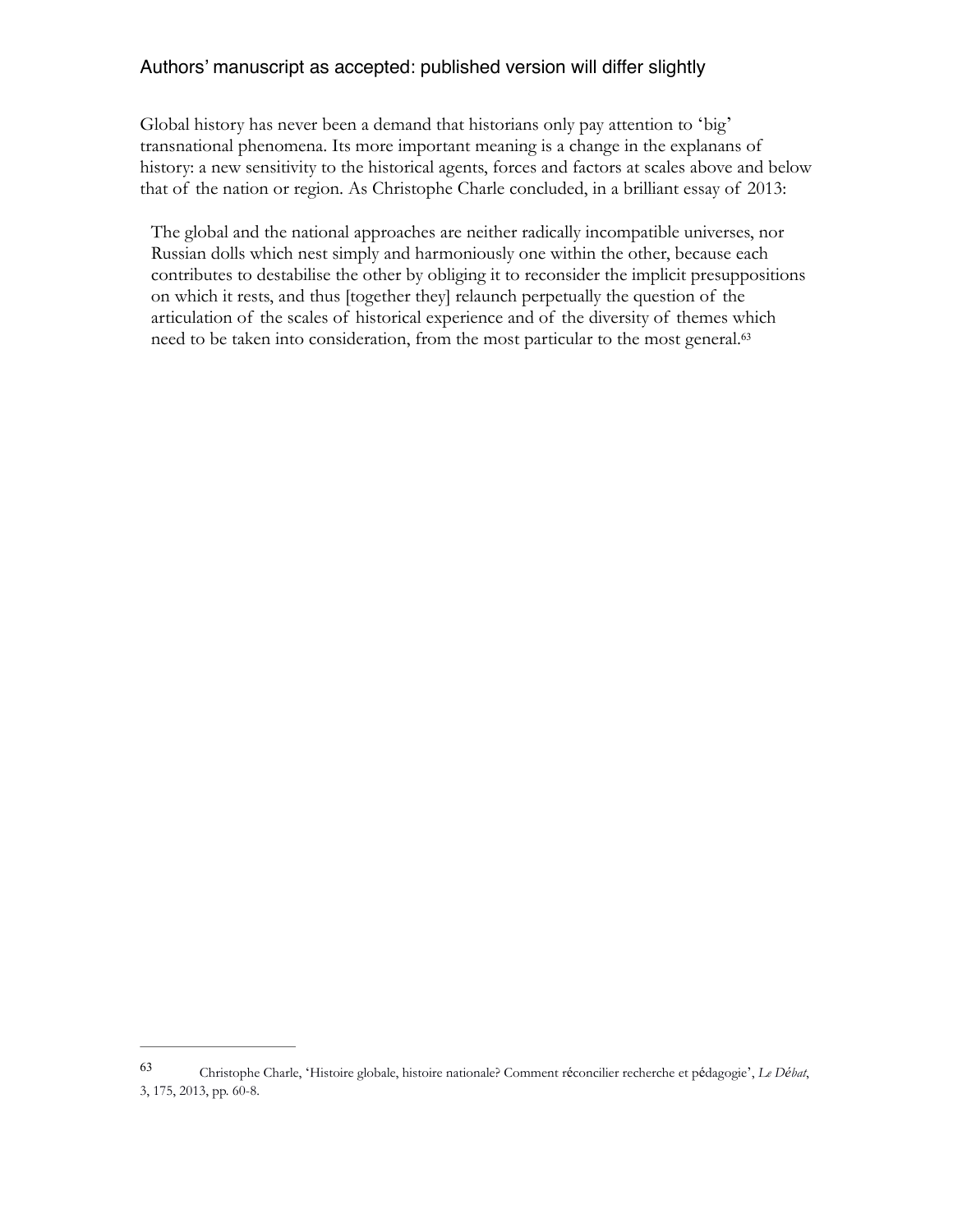Global history has never been a demand that historians only pay attention to 'big' transnational phenomena. Its more important meaning is a change in the explanans of history: a new sensitivity to the historical agents, forces and factors at scales above and below that of the nation or region. As Christophe Charle concluded, in a brilliant essay of 2013:

> The global and the national approaches are neither radically incompatible universes, nor Russian dolls which nest simply and harmoniously one within the other, because each contributes to destabilise the other by obliging it to reconsider the implicit presuppositions on which it rests, and thus [together they] relaunch perpetually the question of the articulation of the scales of historical experience and of the diversity of themes which need to be taken into consideration, from the most particular to the most general.[63]

---

[63] Christophe Charle, 'Histoire globale, histoire nationale? Comment réconcilier recherche et pédagogie', *Le Débat*, 3, 175, 2013, pp. 60-8.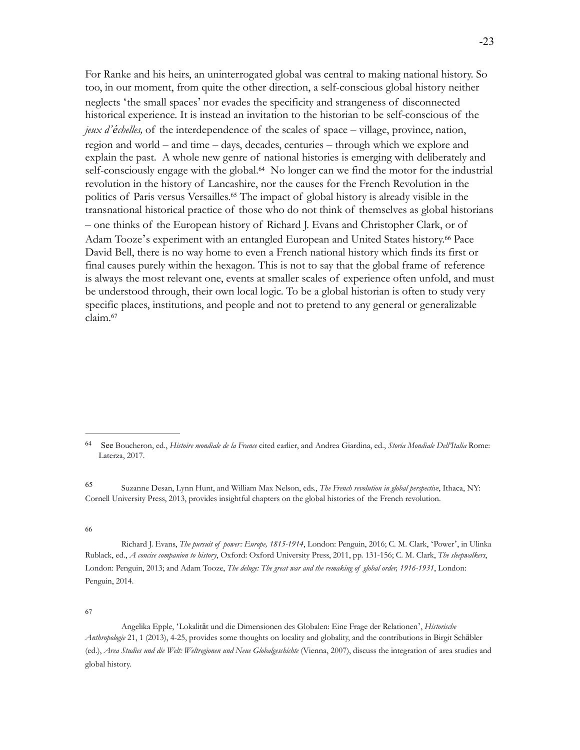For Ranke and his heirs, an uninterrogated global was central to making national history. So too, in our moment, from quite the other direction, a self-conscious global history neither neglects 'the small spaces' nor evades the specificity and strangeness of disconnected historical experience. It is instead an invitation to the historian to be self-conscious of the *jeux d'échelles,* of the interdependence of the scales of space – village, province, nation, region and world – and time – days, decades, centuries – through which we explore and explain the past. A whole new genre of national histories is emerging with deliberately and self-consciously engage with the global.[64] No longer can we find the motor for the industrial revolution in the history of Lancashire, nor the causes for the French Revolution in the politics of Paris versus Versailles.[65] The impact of global history is already visible in the transnational historical practice of those who do not think of themselves as global historians – one thinks of the European history of Richard J. Evans and Christopher Clark, or of Adam Tooze's experiment with an entangled European and United States history.[66] Pace David Bell, there is no way home to even a French national history which finds its first or final causes purely within the hexagon. This is not to say that the global frame of reference is always the most relevant one, events at smaller scales of experience often unfold, and must be understood through, their own local logic. To be a global historian is often to study very specific places, institutions, and people and not to pretend to any general or generalizable claim.[67]

---

[64] See Boucheron, ed., *Histoire mondiale de la France* cited earlier, and Andrea Giardina, ed., *Storia Mondiale Dell'Italia* Rome: Laterza, 2017.

[65] Suzanne Desan, Lynn Hunt, and William Max Nelson, eds., *The French revolution in global perspective*, Ithaca, NY: Cornell University Press, 2013, provides insightful chapters on the global histories of the French revolution.

[66] Richard J. Evans, *The pursuit of power: Europe, 1815-1914*, London: Penguin, 2016; C. M. Clark, 'Power', in Ulinka Rublack, ed., *A concise companion to history*, Oxford: Oxford University Press, 2011, pp. 131-156; C. M. Clark, *The sleepwalkers*, London: Penguin, 2013; and Adam Tooze, *The deluge: The great war and the remaking of global order, 1916-1931*, London: Penguin, 2014.

[67] Angelika Epple, 'Lokalität und die Dimensionen des Globalen: Eine Frage der Relationen', *Historische Anthropologie* 21, 1 (2013), 4-25, provides some thoughts on locality and globality, and the contributions in Birgit Schäbler (ed.), *Area Studies und die Welt: Weltregionen und Neue Globalgeschichte* (Vienna, 2007), discuss the integration of area studies and global history.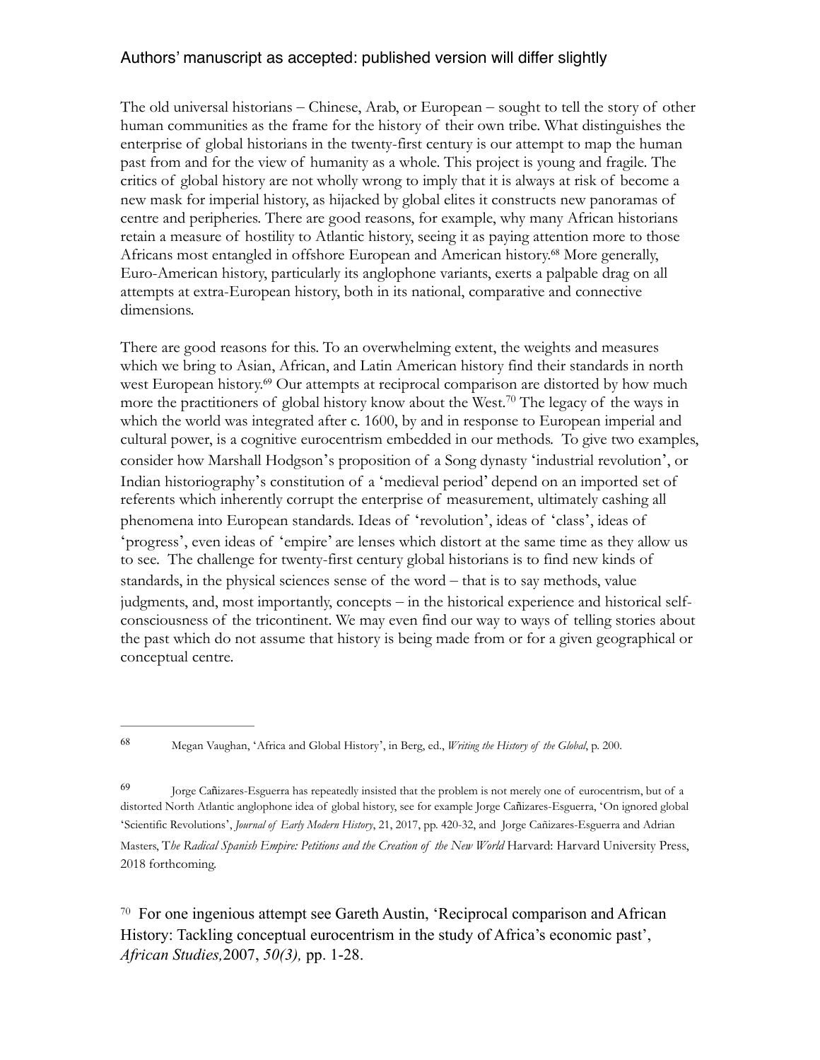The old universal historians – Chinese, Arab, or European – sought to tell the story of other human communities as the frame for the history of their own tribe. What distinguishes the enterprise of global historians in the twenty-first century is our attempt to map the human past from and for the view of humanity as a whole. This project is young and fragile. The critics of global history are not wholly wrong to imply that it is always at risk of become a new mask for imperial history, as hijacked by global elites it constructs new panoramas of centre and peripheries. There are good reasons, for example, why many African historians retain a measure of hostility to Atlantic history, seeing it as paying attention more to those Africans most entangled in offshore European and American history.[68] More generally, Euro-American history, particularly its anglophone variants, exerts a palpable drag on all attempts at extra-European history, both in its national, comparative and connective dimensions.

There are good reasons for this. To an overwhelming extent, the weights and measures which we bring to Asian, African, and Latin American history find their standards in north west European history.[69] Our attempts at reciprocal comparison are distorted by how much more the practitioners of global history know about the West.[70] The legacy of the ways in which the world was integrated after c. 1600, by and in response to European imperial and cultural power, is a cognitive eurocentrism embedded in our methods. To give two examples, consider how Marshall Hodgson's proposition of a Song dynasty 'industrial revolution', or Indian historiography's constitution of a 'medieval period' depend on an imported set of referents which inherently corrupt the enterprise of measurement, ultimately cashing all phenomena into European standards. Ideas of 'revolution', ideas of 'class', ideas of 'progress', even ideas of 'empire' are lenses which distort at the same time as they allow us to see. The challenge for twenty-first century global historians is to find new kinds of standards, in the physical sciences sense of the word – that is to say methods, value judgments, and, most importantly, concepts – in the historical experience and historical self-consciousness of the tricontinent. We may even find our way to ways of telling stories about the past which do not assume that history is being made from or for a given geographical or conceptual centre.

---

[68] Megan Vaughan, 'Africa and Global History', in Berg, ed., *Writing the History of the Global*, p. 200.

[69] Jorge Cañizares-Esguerra has repeatedly insisted that the problem is not merely one of eurocentrism, but of a distorted North Atlantic anglophone idea of global history, see for example Jorge Cañizares-Esguerra, 'On ignored global 'Scientific Revolutions', *Journal of Early Modern History*, 21, 2017, pp. 420-32, and Jorge Cañizares-Esguerra and Adrian Masters, T*he Radical Spanish Empire: Petitions and the Creation of the New World* Harvard: Harvard University Press, 2018 forthcoming.

[70] For one ingenious attempt see Gareth Austin, 'Reciprocal comparison and African History: Tackling conceptual eurocentrism in the study of Africa's economic past', *African Studies,*2007, *50(3),* pp. 1-28.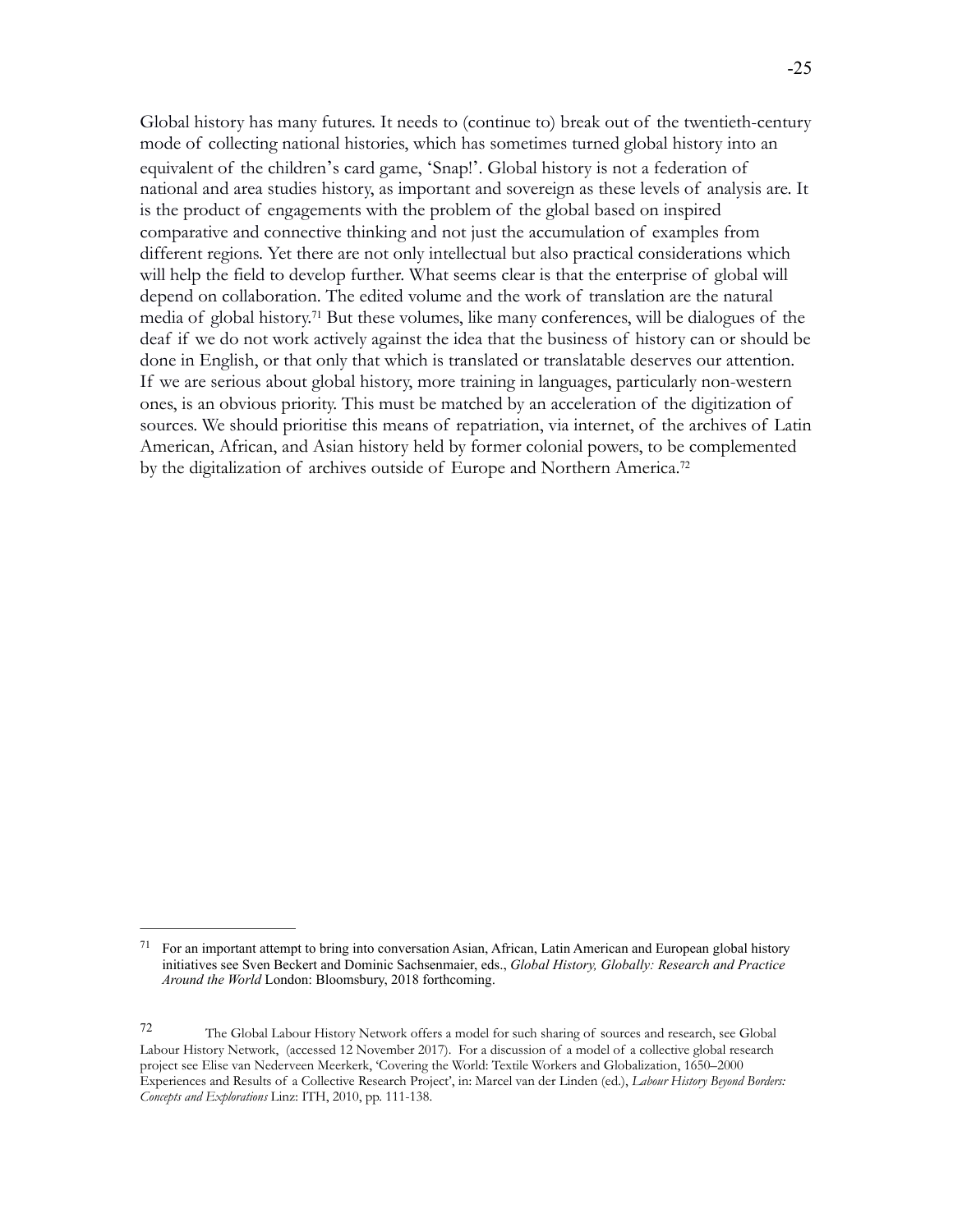Global history has many futures. It needs to (continue to) break out of the twentieth-century mode of collecting national histories, which has sometimes turned global history into an equivalent of the children's card game, 'Snap!'. Global history is not a federation of national and area studies history, as important and sovereign as these levels of analysis are. It is the product of engagements with the problem of the global based on inspired comparative and connective thinking and not just the accumulation of examples from different regions. Yet there are not only intellectual but also practical considerations which will help the field to develop further. What seems clear is that the enterprise of global will depend on collaboration. The edited volume and the work of translation are the natural media of global history.[71] But these volumes, like many conferences, will be dialogues of the deaf if we do not work actively against the idea that the business of history can or should be done in English, or that only that which is translated or translatable deserves our attention. If we are serious about global history, more training in languages, particularly non-western ones, is an obvious priority. This must be matched by an acceleration of the digitization of sources. We should prioritise this means of repatriation, via internet, of the archives of Latin American, African, and Asian history held by former colonial powers, to be complemented by the digitalization of archives outside of Europe and Northern America.[72]

---

[71] For an important attempt to bring into conversation Asian, African, Latin American and European global history initiatives see Sven Beckert and Dominic Sachsenmaier, eds., *Global History, Globally: Research and Practice Around the World* London: Bloomsbury, 2018 forthcoming.

[72] The Global Labour History Network offers a model for such sharing of sources and research, see Global Labour History Network, (accessed 12 November 2017). For a discussion of a model of a collective global research project see Elise van Nederveen Meerkerk, 'Covering the World: Textile Workers and Globalization, 1650–2000 Experiences and Results of a Collective Research Project', in: Marcel van der Linden (ed.), *Labour History Beyond Borders: Concepts and Explorations* Linz: ITH, 2010, pp. 111-138.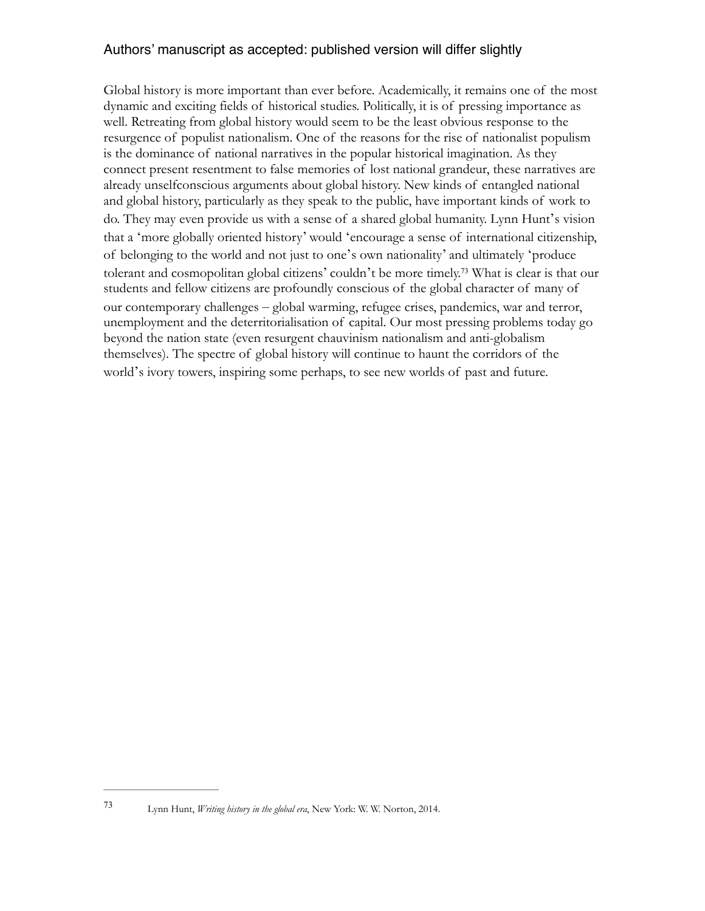Global history is more important than ever before. Academically, it remains one of the most dynamic and exciting fields of historical studies. Politically, it is of pressing importance as well. Retreating from global history would seem to be the least obvious response to the resurgence of populist nationalism. One of the reasons for the rise of nationalist populism is the dominance of national narratives in the popular historical imagination. As they connect present resentment to false memories of lost national grandeur, these narratives are already unselfconscious arguments about global history. New kinds of entangled national and global history, particularly as they speak to the public, have important kinds of work to do. They may even provide us with a sense of a shared global humanity. Lynn Hunt's vision that a 'more globally oriented history' would 'encourage a sense of international citizenship, of belonging to the world and not just to one's own nationality' and ultimately 'produce tolerant and cosmopolitan global citizens' couldn't be more timely.[73] What is clear is that our students and fellow citizens are profoundly conscious of the global character of many of our contemporary challenges – global warming, refugee crises, pandemics, war and terror, unemployment and the deterritorialisation of capital. Our most pressing problems today go beyond the nation state (even resurgent chauvinism nationalism and anti-globalism themselves). The spectre of global history will continue to haunt the corridors of the world's ivory towers, inspiring some perhaps, to see new worlds of past and future.

---

[73] Lynn Hunt, *Writing history in the global era*, New York: W. W. Norton, 2014.